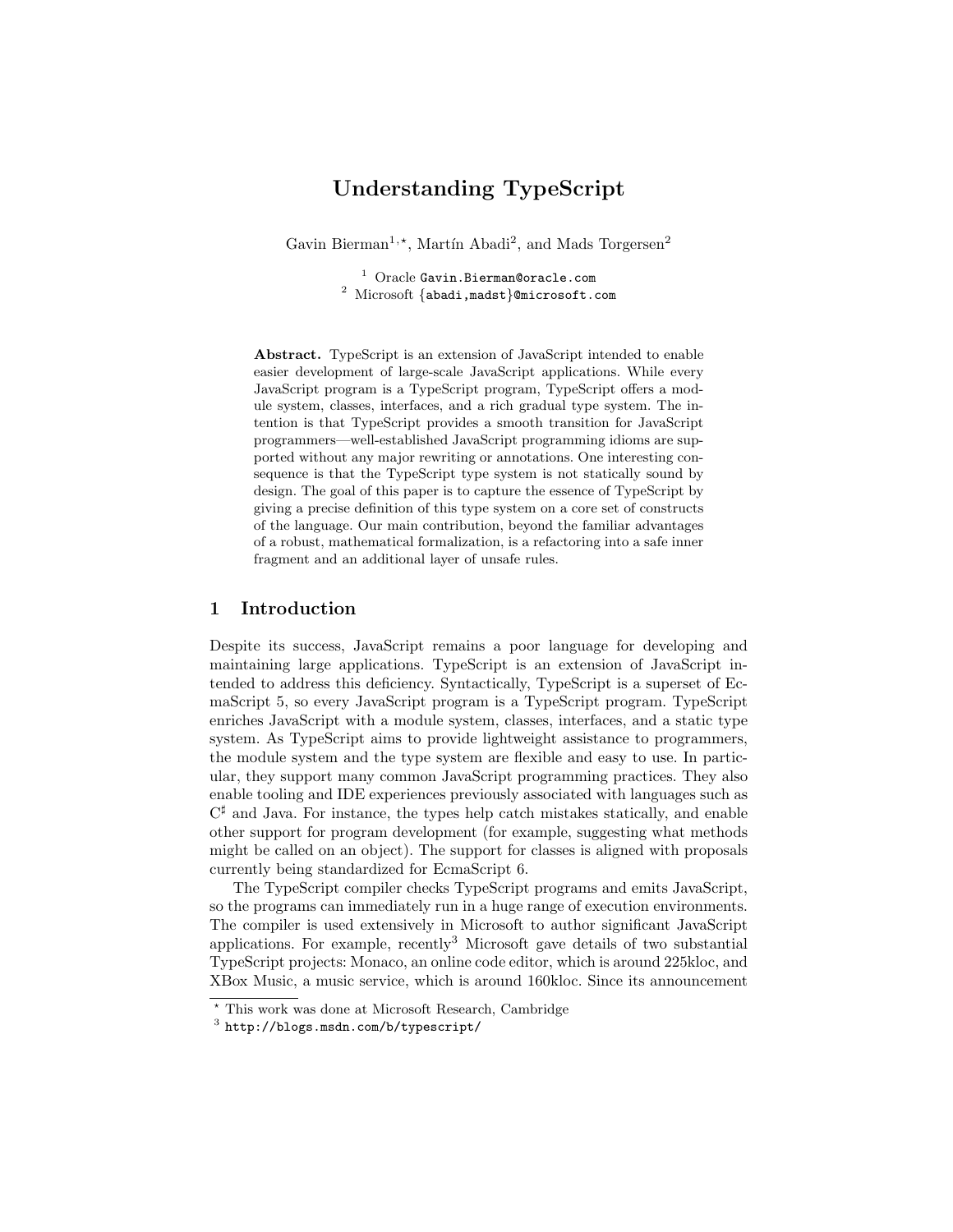# Understanding TypeScript

Gavin Bierman[1,⋆], Martín Abadi[2], and Mads Torgersen[2]

[1] Oracle Gavin.Bierman@oracle.com
[2] Microsoft {abadi,madst}@microsoft.com

**Abstract.** TypeScript is an extension of JavaScript intended to enable easier development of large-scale JavaScript applications. While every JavaScript program is a TypeScript program, TypeScript offers a module system, classes, interfaces, and a rich gradual type system. The intention is that TypeScript provides a smooth transition for JavaScript programmers—well-established JavaScript programming idioms are supported without any major rewriting or annotations. One interesting consequence is that the TypeScript type system is not statically sound by design. The goal of this paper is to capture the essence of TypeScript by giving a precise definition of this type system on a core set of constructs of the language. Our main contribution, beyond the familiar advantages of a robust, mathematical formalization, is a refactoring into a safe inner fragment and an additional layer of unsafe rules.

## 1 Introduction

Despite its success, JavaScript remains a poor language for developing and maintaining large applications. TypeScript is an extension of JavaScript intended to address this deficiency. Syntactically, TypeScript is a superset of EcmaScript 5, so every JavaScript program is a TypeScript program. TypeScript enriches JavaScript with a module system, classes, interfaces, and a static type system. As TypeScript aims to provide lightweight assistance to programmers, the module system and the type system are flexible and easy to use. In particular, they support many common JavaScript programming practices. They also enable tooling and IDE experiences previously associated with languages such as C♯ and Java. For instance, the types help catch mistakes statically, and enable other support for program development (for example, suggesting what methods might be called on an object). The support for classes is aligned with proposals currently being standardized for EcmaScript 6.

The TypeScript compiler checks TypeScript programs and emits JavaScript, so the programs can immediately run in a huge range of execution environments. The compiler is used extensively in Microsoft to author significant JavaScript applications. For example, recently[3] Microsoft gave details of two substantial TypeScript projects: Monaco, an online code editor, which is around 225kloc, and XBox Music, a music service, which is around 160kloc. Since its announcement

⋆ This work was done at Microsoft Research, Cambridge

[3] http://blogs.msdn.com/b/typescript/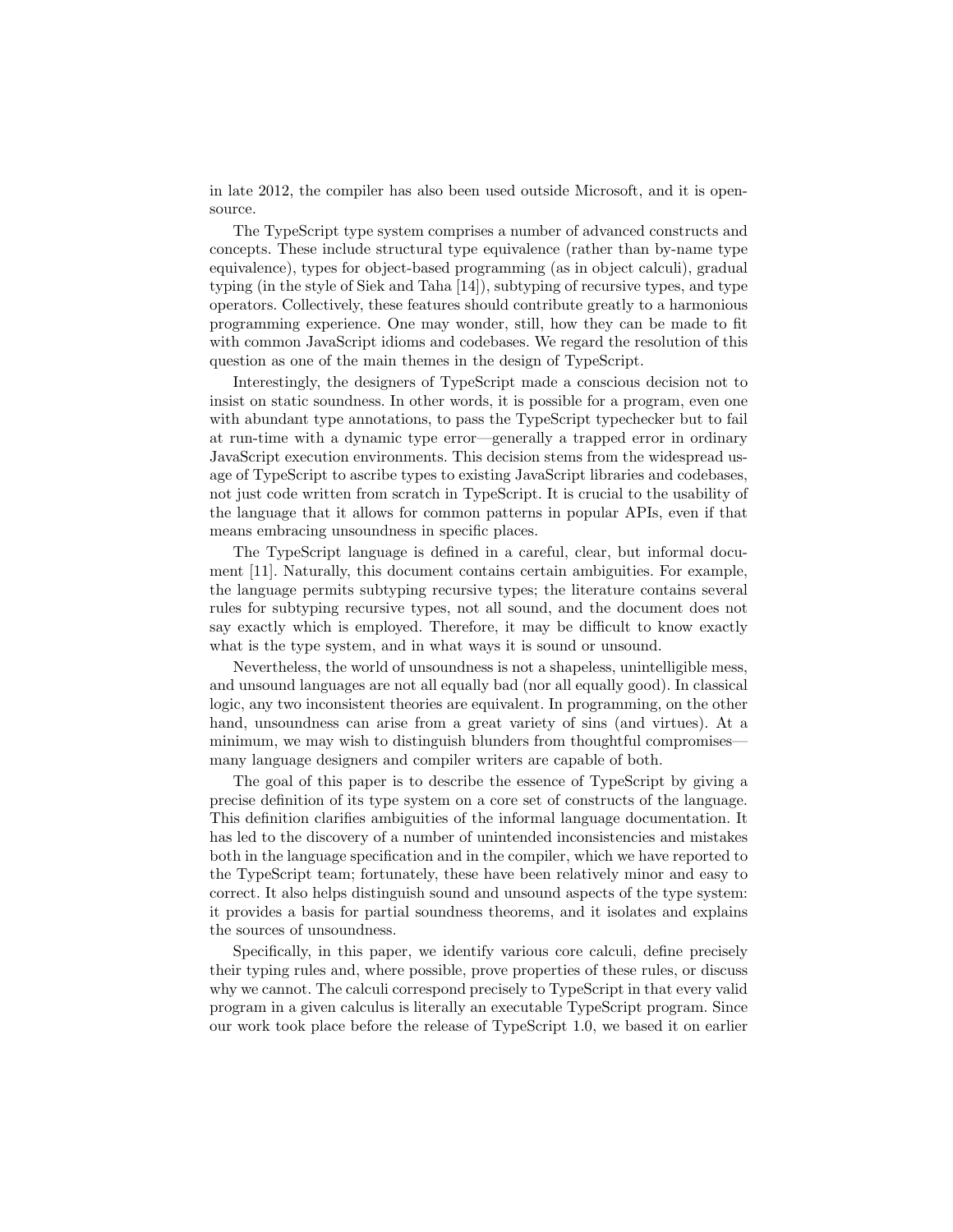in late 2012, the compiler has also been used outside Microsoft, and it is open-source.

The TypeScript type system comprises a number of advanced constructs and concepts. These include structural type equivalence (rather than by-name type equivalence), types for object-based programming (as in object calculi), gradual typing (in the style of Siek and Taha [14]), subtyping of recursive types, and type operators. Collectively, these features should contribute greatly to a harmonious programming experience. One may wonder, still, how they can be made to fit with common JavaScript idioms and codebases. We regard the resolution of this question as one of the main themes in the design of TypeScript.

Interestingly, the designers of TypeScript made a conscious decision not to insist on static soundness. In other words, it is possible for a program, even one with abundant type annotations, to pass the TypeScript typechecker but to fail at run-time with a dynamic type error—generally a trapped error in ordinary JavaScript execution environments. This decision stems from the widespread usage of TypeScript to ascribe types to existing JavaScript libraries and codebases, not just code written from scratch in TypeScript. It is crucial to the usability of the language that it allows for common patterns in popular APIs, even if that means embracing unsoundness in specific places.

The TypeScript language is defined in a careful, clear, but informal document [11]. Naturally, this document contains certain ambiguities. For example, the language permits subtyping recursive types; the literature contains several rules for subtyping recursive types, not all sound, and the document does not say exactly which is employed. Therefore, it may be difficult to know exactly what is the type system, and in what ways it is sound or unsound.

Nevertheless, the world of unsoundness is not a shapeless, unintelligible mess, and unsound languages are not all equally bad (nor all equally good). In classical logic, any two inconsistent theories are equivalent. In programming, on the other hand, unsoundness can arise from a great variety of sins (and virtues). At a minimum, we may wish to distinguish blunders from thoughtful compromises—many language designers and compiler writers are capable of both.

The goal of this paper is to describe the essence of TypeScript by giving a precise definition of its type system on a core set of constructs of the language. This definition clarifies ambiguities of the informal language documentation. It has led to the discovery of a number of unintended inconsistencies and mistakes both in the language specification and in the compiler, which we have reported to the TypeScript team; fortunately, these have been relatively minor and easy to correct. It also helps distinguish sound and unsound aspects of the type system: it provides a basis for partial soundness theorems, and it isolates and explains the sources of unsoundness.

Specifically, in this paper, we identify various core calculi, define precisely their typing rules and, where possible, prove properties of these rules, or discuss why we cannot. The calculi correspond precisely to TypeScript in that every valid program in a given calculus is literally an executable TypeScript program. Since our work took place before the release of TypeScript 1.0, we based it on earlier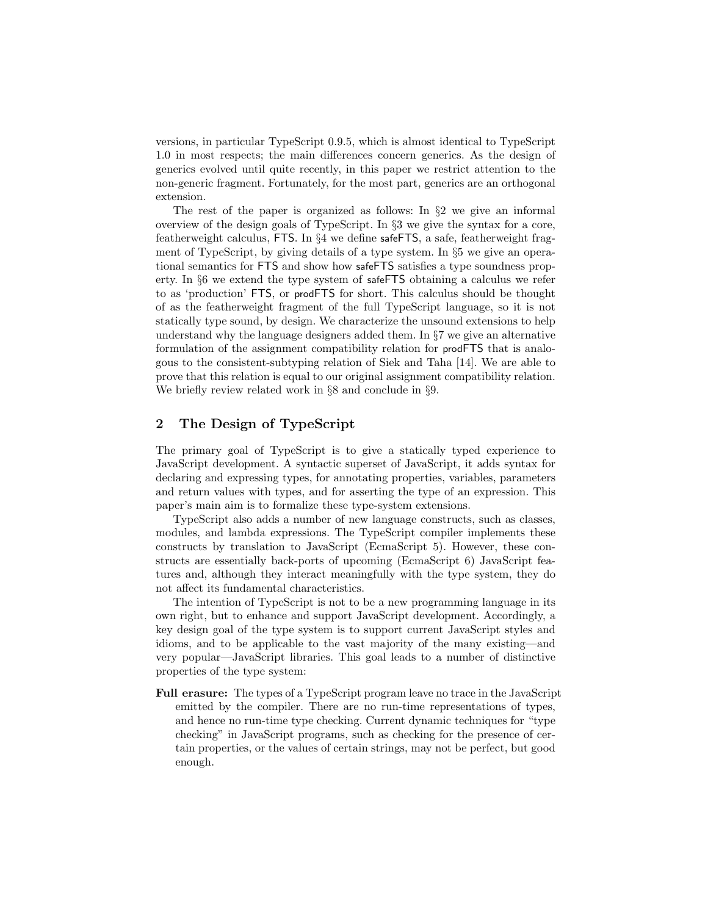versions, in particular TypeScript 0.9.5, which is almost identical to TypeScript 1.0 in most respects; the main differences concern generics. As the design of generics evolved until quite recently, in this paper we restrict attention to the non-generic fragment. Fortunately, for the most part, generics are an orthogonal extension.

The rest of the paper is organized as follows: In §2 we give an informal overview of the design goals of TypeScript. In §3 we give the syntax for a core, featherweight calculus, FTS. In §4 we define safeFTS, a safe, featherweight fragment of TypeScript, by giving details of a type system. In §5 we give an operational semantics for FTS and show how safeFTS satisfies a type soundness property. In §6 we extend the type system of safeFTS obtaining a calculus we refer to as 'production' FTS, or prodFTS for short. This calculus should be thought of as the featherweight fragment of the full TypeScript language, so it is not statically type sound, by design. We characterize the unsound extensions to help understand why the language designers added them. In §7 we give an alternative formulation of the assignment compatibility relation for prodFTS that is analogous to the consistent-subtyping relation of Siek and Taha [14]. We are able to prove that this relation is equal to our original assignment compatibility relation. We briefly review related work in §8 and conclude in §9.

## 2 The Design of TypeScript

The primary goal of TypeScript is to give a statically typed experience to JavaScript development. A syntactic superset of JavaScript, it adds syntax for declaring and expressing types, for annotating properties, variables, parameters and return values with types, and for asserting the type of an expression. This paper's main aim is to formalize these type-system extensions.

TypeScript also adds a number of new language constructs, such as classes, modules, and lambda expressions. The TypeScript compiler implements these constructs by translation to JavaScript (EcmaScript 5). However, these constructs are essentially back-ports of upcoming (EcmaScript 6) JavaScript features and, although they interact meaningfully with the type system, they do not affect its fundamental characteristics.

The intention of TypeScript is not to be a new programming language in its own right, but to enhance and support JavaScript development. Accordingly, a key design goal of the type system is to support current JavaScript styles and idioms, and to be applicable to the vast majority of the many existing—and very popular—JavaScript libraries. This goal leads to a number of distinctive properties of the type system:

**Full erasure:** The types of a TypeScript program leave no trace in the JavaScript emitted by the compiler. There are no run-time representations of types, and hence no run-time type checking. Current dynamic techniques for "type checking" in JavaScript programs, such as checking for the presence of certain properties, or the values of certain strings, may not be perfect, but good enough.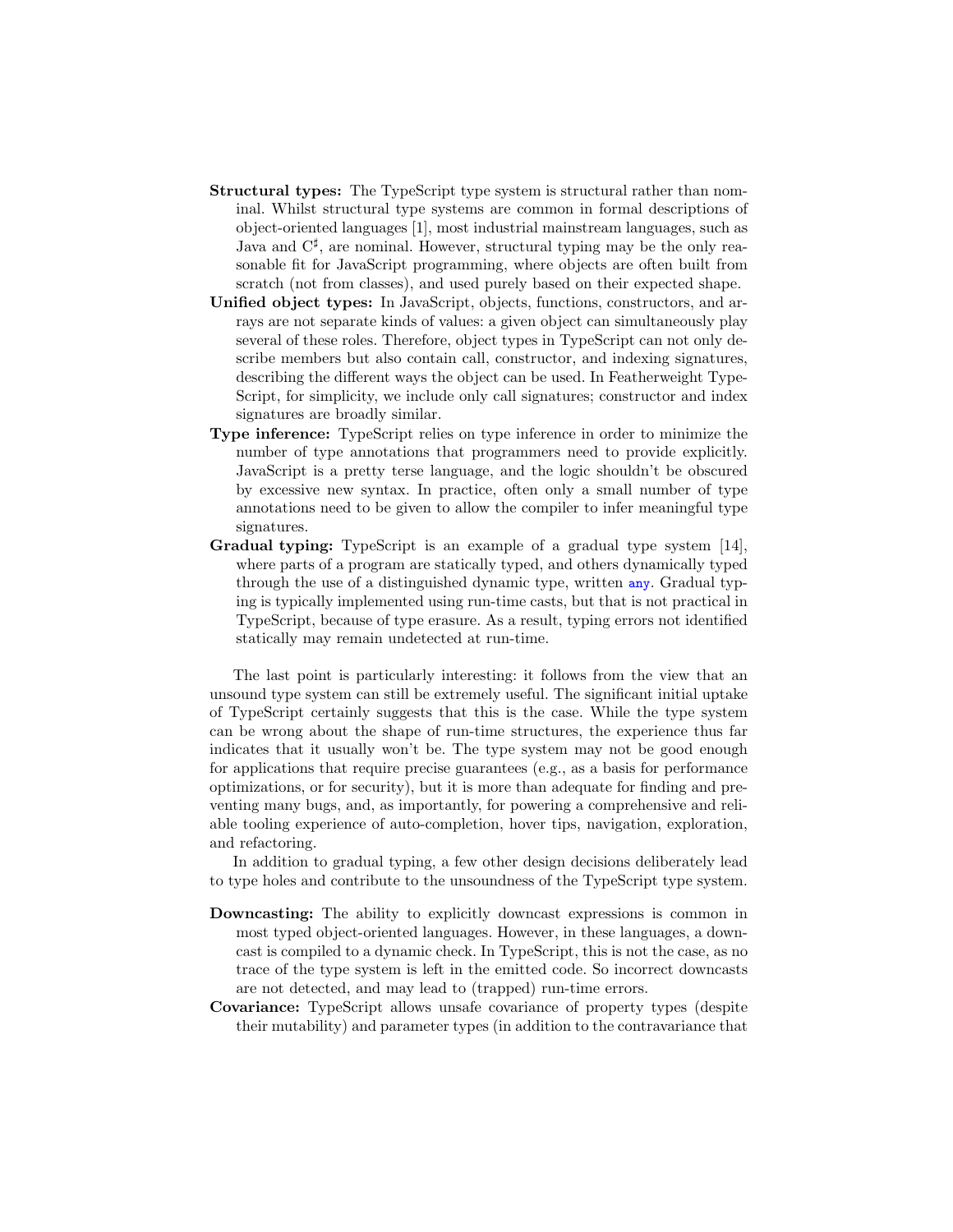**Structural types:** The TypeScript type system is structural rather than nominal. Whilst structural type systems are common in formal descriptions of object-oriented languages [1], most industrial mainstream languages, such as Java and C$^\sharp$, are nominal. However, structural typing may be the only reasonable fit for JavaScript programming, where objects are often built from scratch (not from classes), and used purely based on their expected shape.

**Unified object types:** In JavaScript, objects, functions, constructors, and arrays are not separate kinds of values: a given object can simultaneously play several of these roles. Therefore, object types in TypeScript can not only describe members but also contain call, constructor, and indexing signatures, describing the different ways the object can be used. In Featherweight TypeScript, for simplicity, we include only call signatures; constructor and index signatures are broadly similar.

**Type inference:** TypeScript relies on type inference in order to minimize the number of type annotations that programmers need to provide explicitly. JavaScript is a pretty terse language, and the logic shouldn't be obscured by excessive new syntax. In practice, often only a small number of type annotations need to be given to allow the compiler to infer meaningful type signatures.

**Gradual typing:** TypeScript is an example of a gradual type system [14], where parts of a program are statically typed, and others dynamically typed through the use of a distinguished dynamic type, written `any`. Gradual typing is typically implemented using run-time casts, but that is not practical in TypeScript, because of type erasure. As a result, typing errors not identified statically may remain undetected at run-time.

The last point is particularly interesting: it follows from the view that an unsound type system can still be extremely useful. The significant initial uptake of TypeScript certainly suggests that this is the case. While the type system can be wrong about the shape of run-time structures, the experience thus far indicates that it usually won't be. The type system may not be good enough for applications that require precise guarantees (e.g., as a basis for performance optimizations, or for security), but it is more than adequate for finding and preventing many bugs, and, as importantly, for powering a comprehensive and reliable tooling experience of auto-completion, hover tips, navigation, exploration, and refactoring.

In addition to gradual typing, a few other design decisions deliberately lead to type holes and contribute to the unsoundness of the TypeScript type system.

**Downcasting:** The ability to explicitly downcast expressions is common in most typed object-oriented languages. However, in these languages, a downcast is compiled to a dynamic check. In TypeScript, this is not the case, as no trace of the type system is left in the emitted code. So incorrect downcasts are not detected, and may lead to (trapped) run-time errors.

**Covariance:** TypeScript allows unsafe covariance of property types (despite their mutability) and parameter types (in addition to the contravariance that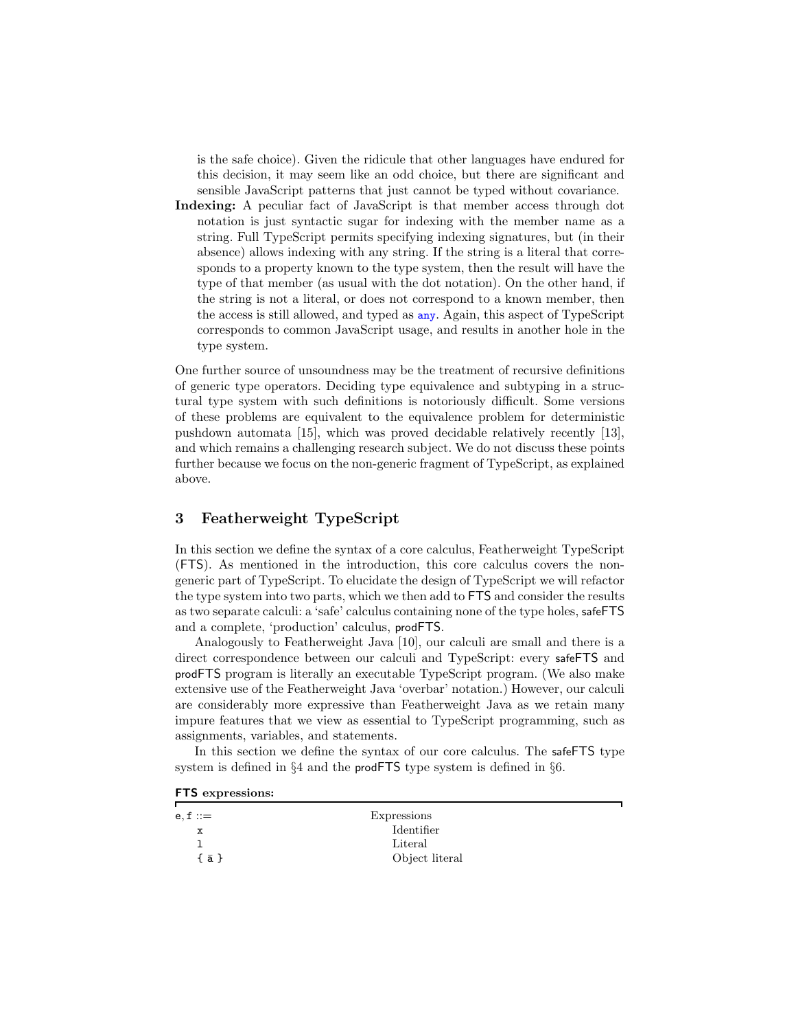is the safe choice). Given the ridicule that other languages have endured for this decision, it may seem like an odd choice, but there are significant and sensible JavaScript patterns that just cannot be typed without covariance.

**Indexing:** A peculiar fact of JavaScript is that member access through dot notation is just syntactic sugar for indexing with the member name as a string. Full TypeScript permits specifying indexing signatures, but (in their absence) allows indexing with any string. If the string is a literal that corresponds to a property known to the type system, then the result will have the type of that member (as usual with the dot notation). On the other hand, if the string is not a literal, or does not correspond to a known member, then the access is still allowed, and typed as `any`. Again, this aspect of TypeScript corresponds to common JavaScript usage, and results in another hole in the type system.

One further source of unsoundness may be the treatment of recursive definitions of generic type operators. Deciding type equivalence and subtyping in a structural type system with such definitions is notoriously difficult. Some versions of these problems are equivalent to the equivalence problem for deterministic pushdown automata [15], which was proved decidable relatively recently [13], and which remains a challenging research subject. We do not discuss these points further because we focus on the non-generic fragment of TypeScript, as explained above.

## 3 Featherweight TypeScript

In this section we define the syntax of a core calculus, Featherweight TypeScript (FTS). As mentioned in the introduction, this core calculus covers the non-generic part of TypeScript. To elucidate the design of TypeScript we will refactor the type system into two parts, which we then add to FTS and consider the results as two separate calculi: a 'safe' calculus containing none of the type holes, safeFTS and a complete, 'production' calculus, prodFTS.

Analogously to Featherweight Java [10], our calculi are small and there is a direct correspondence between our calculi and TypeScript: every safeFTS and prodFTS program is literally an executable TypeScript program. (We also make extensive use of the Featherweight Java 'overbar' notation.) However, our calculi are considerably more expressive than Featherweight Java as we retain many impure features that we view as essential to TypeScript programming, such as assignments, variables, and statements.

In this section we define the syntax of our core calculus. The safeFTS type system is defined in §4 and the prodFTS type system is defined in §6.

**FTS expressions:**

| | |
|---|---|
| e, f ::= | Expressions |
| x | Identifier |
| l | Literal |
| { $\bar{a}$ } | Object literal |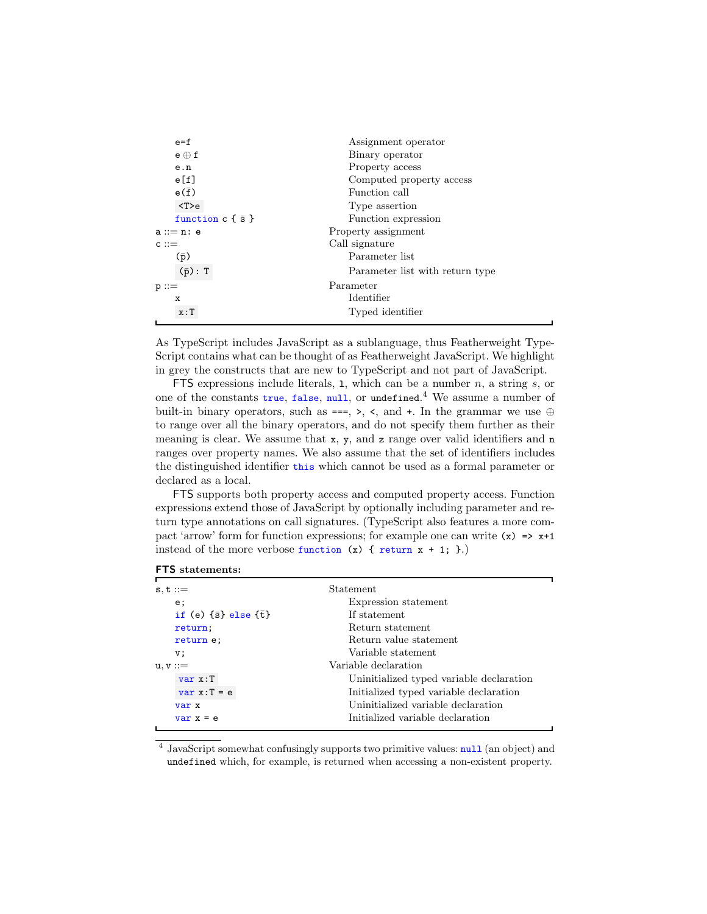| | |
|---|---|
| `e=f` | Assignment operator |
| `e ⊕ f` | Binary operator |
| `e.n` | Property access |
| `e[f]` | Computed property access |
| `e(f̄)` | Function call |
| `<T>e` | Type assertion |
| `function c { s̄ }` | Function expression |
| `a ::= n: e` | Property assignment |
| `c ::=` | Call signature |
| `(p̄)` | Parameter list |
| `(p̄): T` | Parameter list with return type |
| `p ::=` | Parameter |
| `x` | Identifier |
| `x:T` | Typed identifier |

As TypeScript includes JavaScript as a sublanguage, thus Featherweight TypeScript contains what can be thought of as Featherweight JavaScript. We highlight in grey the constructs that are new to TypeScript and not part of JavaScript.

FTS expressions include literals, `l`, which can be a number $n$, a string $s$, or one of the constants `true`, `false`, `null`, or `undefined`.[4] We assume a number of built-in binary operators, such as `===`, `>`, `<`, and `+`. In the grammar we use ⊕ to range over all the binary operators, and do not specify them further as their meaning is clear. We assume that `x`, `y`, and `z` range over valid identifiers and `n` ranges over property names. We also assume that the set of identifiers includes the distinguished identifier `this` which cannot be used as a formal parameter or declared as a local.

FTS supports both property access and computed property access. Function expressions extend those of JavaScript by optionally including parameter and return type annotations on call signatures. (TypeScript also features a more compact 'arrow' form for function expressions; for example one can write `(x) => x+1` instead of the more verbose `function (x) { return x + 1; }`.)

**FTS statements:**

| | |
|---|---|
| `s, t ::=` | Statement |
| `e;` | Expression statement |
| `if (e) {s̄} else {t̄}` | If statement |
| `return;` | Return statement |
| `return e;` | Return value statement |
| `v;` | Variable statement |
| `u, v ::=` | Variable declaration |
| `var x:T` | Uninitialized typed variable declaration |
| `var x:T = e` | Initialized typed variable declaration |
| `var x` | Uninitialized variable declaration |
| `var x = e` | Initialized variable declaration |

[4] JavaScript somewhat confusingly supports two primitive values: `null` (an object) and `undefined` which, for example, is returned when accessing a non-existent property.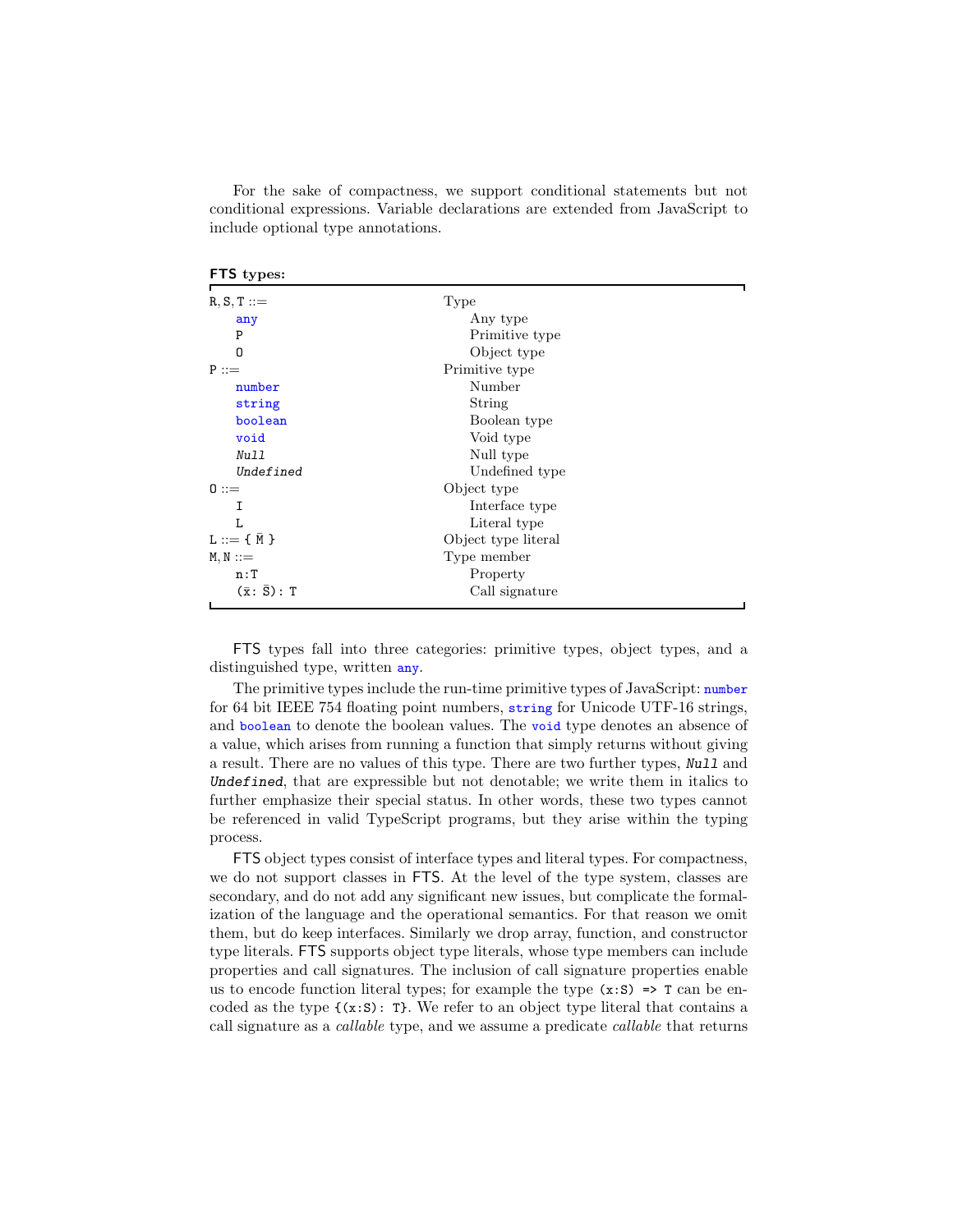For the sake of compactness, we support conditional statements but not conditional expressions. Variable declarations are extended from JavaScript to include optional type annotations.

**FTS types:**

| | |
|---|---|
| R, S, T ::= | Type |
| &nbsp;&nbsp;&nbsp;&nbsp;`any` | &nbsp;&nbsp;&nbsp;&nbsp;Any type |
| &nbsp;&nbsp;&nbsp;&nbsp;P | &nbsp;&nbsp;&nbsp;&nbsp;Primitive type |
| &nbsp;&nbsp;&nbsp;&nbsp;O | &nbsp;&nbsp;&nbsp;&nbsp;Object type |
| P ::= | Primitive type |
| &nbsp;&nbsp;&nbsp;&nbsp;`number` | &nbsp;&nbsp;&nbsp;&nbsp;Number |
| &nbsp;&nbsp;&nbsp;&nbsp;`string` | &nbsp;&nbsp;&nbsp;&nbsp;String |
| &nbsp;&nbsp;&nbsp;&nbsp;`boolean` | &nbsp;&nbsp;&nbsp;&nbsp;Boolean type |
| &nbsp;&nbsp;&nbsp;&nbsp;`void` | &nbsp;&nbsp;&nbsp;&nbsp;Void type |
| &nbsp;&nbsp;&nbsp;&nbsp;*Null* | &nbsp;&nbsp;&nbsp;&nbsp;Null type |
| &nbsp;&nbsp;&nbsp;&nbsp;*Undefined* | &nbsp;&nbsp;&nbsp;&nbsp;Undefined type |
| O ::= | Object type |
| &nbsp;&nbsp;&nbsp;&nbsp;I | &nbsp;&nbsp;&nbsp;&nbsp;Interface type |
| &nbsp;&nbsp;&nbsp;&nbsp;L | &nbsp;&nbsp;&nbsp;&nbsp;Literal type |
| L ::= { $\bar{\text{M}}$ } | Object type literal |
| M, N ::= | Type member |
| &nbsp;&nbsp;&nbsp;&nbsp;n:T | &nbsp;&nbsp;&nbsp;&nbsp;Property |
| &nbsp;&nbsp;&nbsp;&nbsp;($\bar{\text{x}}$: $\bar{\text{S}}$): T | &nbsp;&nbsp;&nbsp;&nbsp;Call signature |

FTS types fall into three categories: primitive types, object types, and a distinguished type, written `any`.

The primitive types include the run-time primitive types of JavaScript: `number` for 64 bit IEEE 754 floating point numbers, `string` for Unicode UTF-16 strings, and `boolean` to denote the boolean values. The `void` type denotes an absence of a value, which arises from running a function that simply returns without giving a result. There are no values of this type. There are two further types, *Null* and *Undefined*, that are expressible but not denotable; we write them in italics to further emphasize their special status. In other words, these two types cannot be referenced in valid TypeScript programs, but they arise within the typing process.

FTS object types consist of interface types and literal types. For compactness, we do not support classes in FTS. At the level of the type system, classes are secondary, and do not add any significant new issues, but complicate the formalization of the language and the operational semantics. For that reason we omit them, but do keep interfaces. Similarly we drop array, function, and constructor type literals. FTS supports object type literals, whose type members can include properties and call signatures. The inclusion of call signature properties enable us to encode function literal types; for example the type `(x:S) => T` can be encoded as the type `{(x:S): T}`. We refer to an object type literal that contains a call signature as a *callable* type, and we assume a predicate *callable* that returns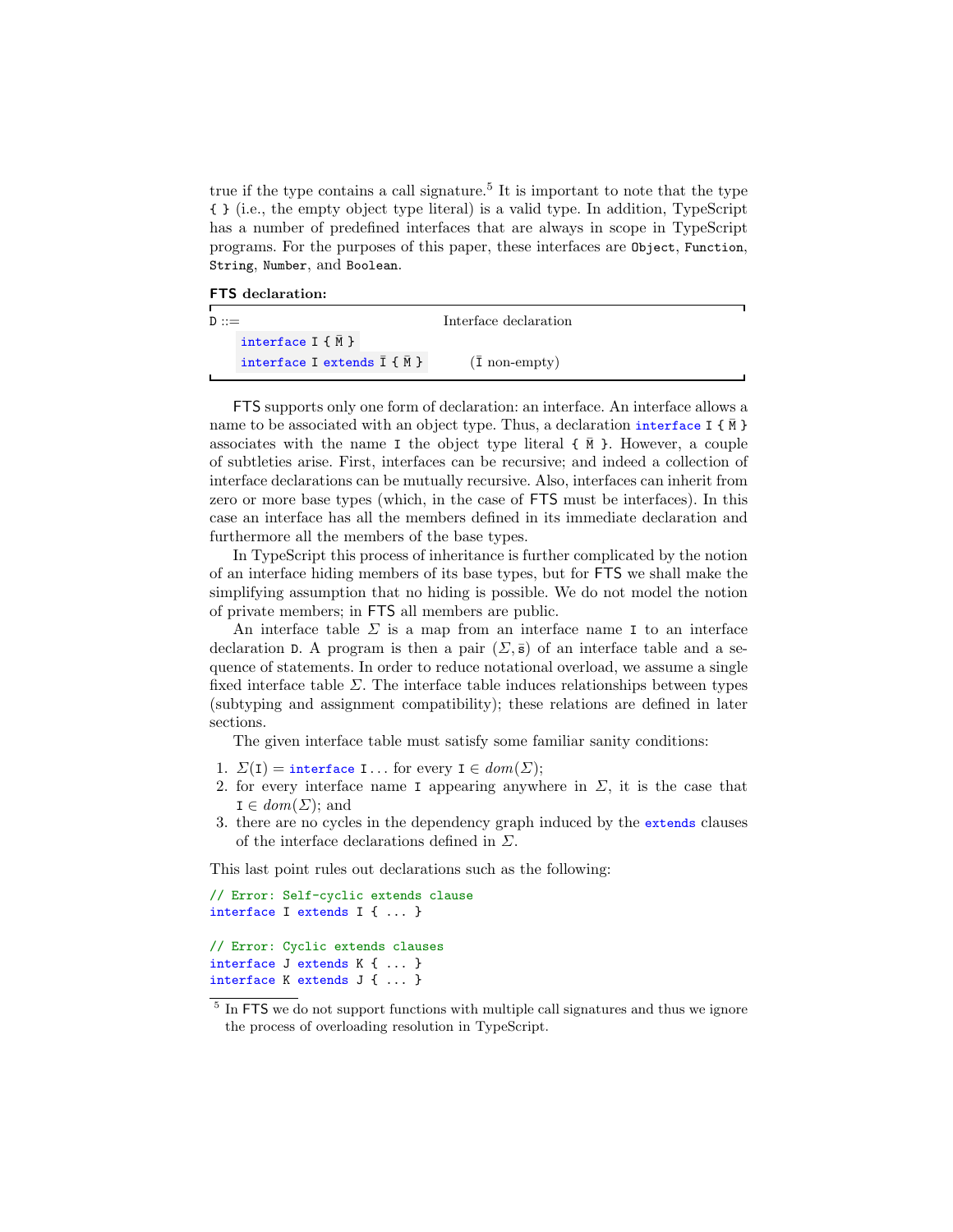true if the type contains a call signature.[5] It is important to note that the type `{ }` (i.e., the empty object type literal) is a valid type. In addition, TypeScript has a number of predefined interfaces that are always in scope in TypeScript programs. For the purposes of this paper, these interfaces are `Object`, `Function`, `String`, `Number`, and `Boolean`.

**FTS declaration:**

| | |
|---|---|
| `D ::=` | Interface declaration |
| `interface I { M̄ }` | |
| `interface I extends Ī { M̄ }` | (Ī non-empty) |

FTS supports only one form of declaration: an interface. An interface allows a name to be associated with an object type. Thus, a declaration `interface I { M̄ }` associates with the name `I` the object type literal `{ M̄ }`. However, a couple of subtleties arise. First, interfaces can be recursive; and indeed a collection of interface declarations can be mutually recursive. Also, interfaces can inherit from zero or more base types (which, in the case of FTS must be interfaces). In this case an interface has all the members defined in its immediate declaration and furthermore all the members of the base types.

In TypeScript this process of inheritance is further complicated by the notion of an interface hiding members of its base types, but for FTS we shall make the simplifying assumption that no hiding is possible. We do not model the notion of private members; in FTS all members are public.

An interface table $\Sigma$ is a map from an interface name `I` to an interface declaration `D`. A program is then a pair $(\Sigma, \bar{\mathtt{s}})$ of an interface table and a sequence of statements. In order to reduce notational overload, we assume a single fixed interface table $\Sigma$. The interface table induces relationships between types (subtyping and assignment compatibility); these relations are defined in later sections.

The given interface table must satisfy some familiar sanity conditions:

1. $\Sigma(\mathtt{I}) =$ `interface I`... for every $\mathtt{I} \in dom(\Sigma)$;
2. for every interface name `I` appearing anywhere in $\Sigma$, it is the case that $\mathtt{I} \in dom(\Sigma)$; and
3. there are no cycles in the dependency graph induced by the `extends` clauses of the interface declarations defined in $\Sigma$.

This last point rules out declarations such as the following:

```
// Error: Self-cyclic extends clause
interface I extends I { ... }

// Error: Cyclic extends clauses
interface J extends K { ... }
interface K extends J { ... }
```

[5] In FTS we do not support functions with multiple call signatures and thus we ignore the process of overloading resolution in TypeScript.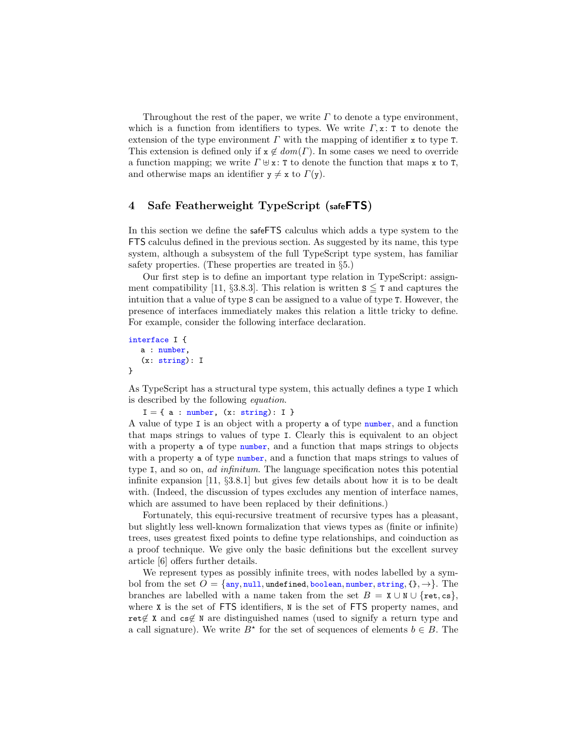Throughout the rest of the paper, we write $\Gamma$ to denote a type environment, which is a function from identifiers to types. We write $\Gamma, \mathtt{x}\colon \mathtt{T}$ to denote the extension of the type environment $\Gamma$ with the mapping of identifier `x` to type `T`. This extension is defined only if $\mathtt{x} \notin dom(\Gamma)$. In some cases we need to override a function mapping; we write $\Gamma \uplus \mathtt{x}\colon \mathtt{T}$ to denote the function that maps `x` to `T`, and otherwise maps an identifier $\mathtt{y} \neq \mathtt{x}$ to $\Gamma(\mathtt{y})$.

## 4 Safe Featherweight TypeScript (safeFTS)

In this section we define the safeFTS calculus which adds a type system to the FTS calculus defined in the previous section. As suggested by its name, this type system, although a subsystem of the full TypeScript type system, has familiar safety properties. (These properties are treated in §5.)

Our first step is to define an important type relation in TypeScript: assignment compatibility [11, §3.8.3]. This relation is written $\mathtt{S} \leqq \mathtt{T}$ and captures the intuition that a value of type `S` can be assigned to a value of type `T`. However, the presence of interfaces immediately makes this relation a little tricky to define. For example, consider the following interface declaration.

```
interface I {
   a : number,
   (x: string): I
}
```

As TypeScript has a structural type system, this actually defines a type `I` which is described by the following *equation*.

`I = { a : number, (x: string): I }`

A value of type `I` is an object with a property `a` of type `number`, and a function that maps strings to values of type `I`. Clearly this is equivalent to an object with a property `a` of type `number`, and a function that maps strings to objects with a property `a` of type `number`, and a function that maps strings to values of type `I`, and so on, *ad infinitum*. The language specification notes this potential infinite expansion [11, §3.8.1] but gives few details about how it is to be dealt with. (Indeed, the discussion of types excludes any mention of interface names, which are assumed to have been replaced by their definitions.)

Fortunately, this equi-recursive treatment of recursive types has a pleasant, but slightly less well-known formalization that views types as (finite or infinite) trees, uses greatest fixed points to define type relationships, and coinduction as a proof technique. We give only the basic definitions but the excellent survey article [6] offers further details.

We represent types as possibly infinite trees, with nodes labelled by a symbol from the set $O = \{\mathtt{any}, \mathtt{null}, \mathtt{undefined}, \mathtt{boolean}, \mathtt{number}, \mathtt{string}, \{\}, \rightarrow\}$. The branches are labelled with a name taken from the set $B = \mathtt{X} \cup \mathtt{N} \cup \{\mathtt{ret}, \mathtt{cs}\}$, where `X` is the set of FTS identifiers, `N` is the set of FTS property names, and $\mathtt{ret} \notin \mathtt{X}$ and $\mathtt{cs} \notin \mathtt{N}$ are distinguished names (used to signify a return type and a call signature). We write $B^\star$ for the set of sequences of elements $b \in B$. The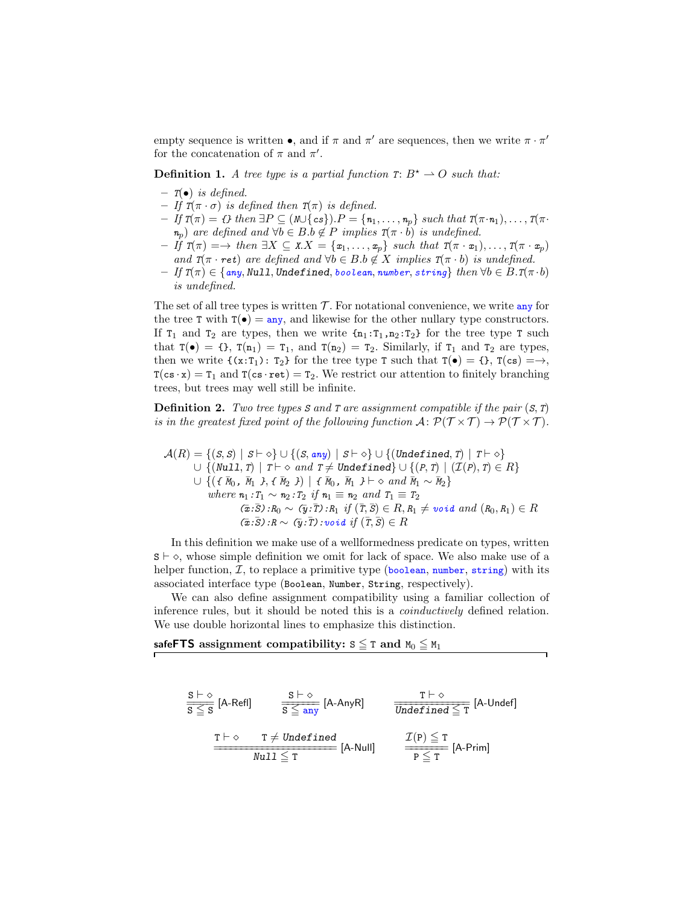empty sequence is written $\bullet$, and if $\pi$ and $\pi'$ are sequences, then we write $\pi \cdot \pi'$ for the concatenation of $\pi$ and $\pi'$.

**Definition 1.** *A tree type is a partial function $T\colon B^\star \rightharpoonup O$ such that:*

- *$T(\bullet)$ is defined.*
- *If $T(\pi \cdot \sigma)$ is defined then $T(\pi)$ is defined.*
- *If $T(\pi) = \{\}$ then $\exists P \subseteq (N \cup \{\mathtt{cs}\}).P = \{n_1, \ldots, n_p\}$ such that $T(\pi \cdot n_1), \ldots, T(\pi \cdot n_p)$ are defined and $\forall b \in B.b \notin P$ implies $T(\pi \cdot b)$ is undefined.*
- *If $T(\pi) = \rightarrow$ then $\exists X \subseteq X.X = \{x_1, \ldots, x_p\}$ such that $T(\pi \cdot x_1), \ldots, T(\pi \cdot x_p)$ and $T(\pi \cdot \mathtt{ret})$ are defined and $\forall b \in B.b \notin X$ implies $T(\pi \cdot b)$ is undefined.*
- *If $T(\pi) \in \{\mathtt{any}, \mathtt{Null}, \mathtt{Undefined}, \mathtt{boolean}, \mathtt{number}, \mathtt{string}\}$ then $\forall b \in B.T(\pi \cdot b)$ is undefined.*

The set of all tree types is written $\mathcal{T}$. For notational convenience, we write `any` for the tree T with $T(\bullet) = \mathtt{any}$, and likewise for the other nullary type constructors. If $T_1$ and $T_2$ are types, then we write $\{n_1{:}T_1, n_2{:}T_2\}$ for the tree type T such that $T(\bullet) = \{\}$, $T(n_1) = T_1$, and $T(n_2) = T_2$. Similarly, if $T_1$ and $T_2$ are types, then we write $\{(x{:}T_1){:}\ T_2\}$ for the tree type T such that $T(\bullet) = \{\}$, $T(\mathtt{cs}) = \rightarrow$, $T(\mathtt{cs} \cdot \mathtt{x}) = T_1$ and $T(\mathtt{cs} \cdot \mathtt{ret}) = T_2$. We restrict our attention to finitely branching trees, but trees may well still be infinite.

**Definition 2.** *Two tree types S and T are assignment compatible if the pair $(S, T)$ is in the greatest fixed point of the following function $\mathcal{A}\colon \mathcal{P}(\mathcal{T} \times \mathcal{T}) \to \mathcal{P}(\mathcal{T} \times \mathcal{T})$.*

$$
\begin{aligned}
\mathcal{A}(R) = {} & \{(S, S) \mid S \vdash \diamond\} \cup \{(S, \mathtt{any}) \mid S \vdash \diamond\} \cup \{(\mathtt{Undefined}, T) \mid T \vdash \diamond\} \\
& \cup \{(\mathtt{Null}, T) \mid T \vdash \diamond \text{ and } T \neq \mathtt{Undefined}\} \cup \{(P, T) \mid (\mathcal{I}(P), T) \in R\} \\
& \cup \{(\{\ \bar{M}_0,\ \bar{M}_1\ \}, \{\ \bar{M}_2\ \}) \mid \{\ \bar{M}_0,\ \bar{M}_1\ \} \vdash \diamond \text{ and } \bar{M}_1 \sim \bar{M}_2\} \\
& \quad \text{where } n_1{:}T_1 \sim n_2{:}T_2 \text{ if } n_1 \equiv n_2 \text{ and } T_1 \equiv T_2 \\
& \quad\quad\quad (\bar{x}{:}\bar{S}){:}R_0 \sim (\bar{y}{:}\bar{T}){:}R_1 \text{ if } (\bar{T}, \bar{S}) \in R, R_1 \neq \mathtt{void} \text{ and } (R_0, R_1) \in R \\
& \quad\quad\quad (\bar{x}{:}\bar{S}){:}R \sim (\bar{y}{:}\bar{T}){:}\mathtt{void} \text{ if } (\bar{T}, \bar{S}) \in R
\end{aligned}
$$

In this definition we make use of a wellformedness predicate on types, written $S \vdash \diamond$, whose simple definition we omit for lack of space. We also make use of a helper function, $\mathcal{I}$, to replace a primitive type (`boolean`, `number`, `string`) with its associated interface type (`Boolean`, `Number`, `String`, respectively).

We can also define assignment compatibility using a familiar collection of inference rules, but it should be noted this is a *coinductively* defined relation. We use double horizontal lines to emphasize this distinction.

**safeFTS assignment compatibility: $S \leqq T$ and $M_0 \leqq M_1$**

$$\frac{S \vdash \diamond}{S \leqq S}\ [\text{A-Refl}] \qquad \frac{S \vdash \diamond}{S \leqq \mathtt{any}}\ [\text{A-AnyR}] \qquad \frac{T \vdash \diamond}{\mathtt{Undefined} \leqq T}\ [\text{A-Undef}]$$

$$\frac{T \vdash \diamond \qquad T \neq \mathtt{Undefined}}{\mathtt{Null} \leqq T}\ [\text{A-Null}] \qquad \frac{\mathcal{I}(P) \leqq T}{P \leqq T}\ [\text{A-Prim}]$$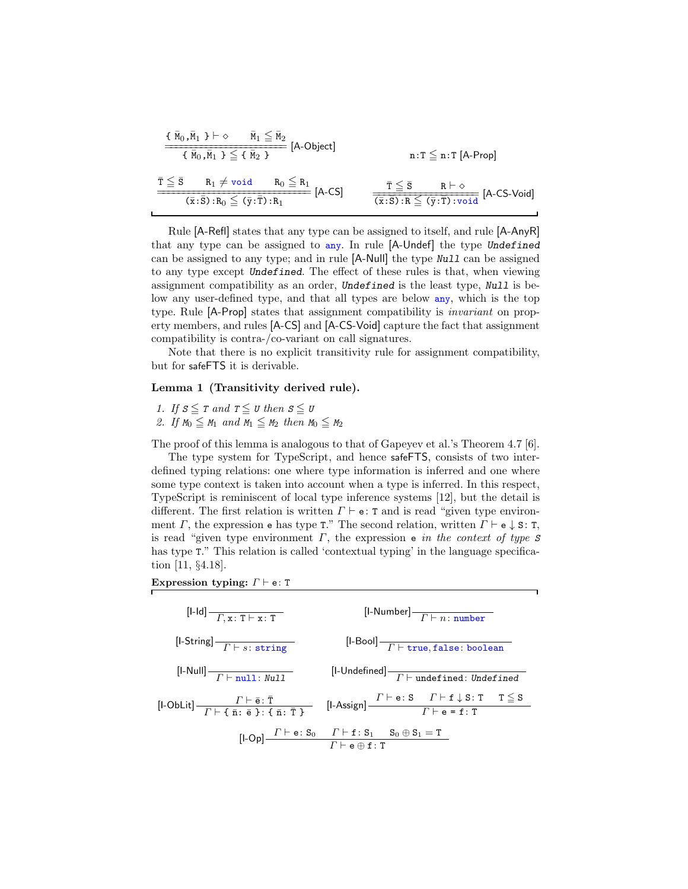$$\frac{\{\ \bar{M}_0,\bar{M}_1\ \} \vdash \diamond \qquad \bar{M}_1 \leqq \bar{M}_2}{\{\ \bar{M}_0,\bar{M}_1\ \} \leqq \{\ \bar{M}_2\ \}}\ \text{[A-Object]} \qquad\qquad \texttt{n:T} \leqq \texttt{n:T}\ \text{[A-Prop]}$$

$$\frac{\bar{T} \leqq \bar{S} \qquad R_1 \neq \texttt{void} \qquad R_0 \leqq R_1}{(\bar{x}:\bar{S}):R_0 \leqq (\bar{y}:\bar{T}):R_1}\ \text{[A-CS]} \qquad\qquad \frac{\bar{T} \leqq \bar{S} \qquad R \vdash \diamond}{(\bar{x}:\bar{S}):R \leqq (\bar{y}:\bar{T}):\texttt{void}}\ \text{[A-CS-Void]}$$

Rule [A-Refl] states that any type can be assigned to itself, and rule [A-AnyR] that any type can be assigned to `any`. In rule [A-Undef] the type *`Undefined`* can be assigned to any type; and in rule [A-Null] the type *`Null`* can be assigned to any type except *`Undefined`*. The effect of these rules is that, when viewing assignment compatibility as an order, *`Undefined`* is the least type, *`Null`* is below any user-defined type, and that all types are below `any`, which is the top type. Rule [A-Prop] states that assignment compatibility is *invariant* on property members, and rules [A-CS] and [A-CS-Void] capture the fact that assignment compatibility is contra-/co-variant on call signatures.

Note that there is no explicit transitivity rule for assignment compatibility, but for safeFTS it is derivable.

**Lemma 1 (Transitivity derived rule).**

1. *If* $S \leqq T$ *and* $T \leqq U$ *then* $S \leqq U$
2. *If* $M_0 \leqq M_1$ *and* $M_1 \leqq M_2$ *then* $M_0 \leqq M_2$

The proof of this lemma is analogous to that of Gapeyev et al.'s Theorem 4.7 [6].

The type system for TypeScript, and hence safeFTS, consists of two inter-defined typing relations: one where type information is inferred and one where some type context is taken into account when a type is inferred. In this respect, TypeScript is reminiscent of local type inference systems [12], but the detail is different. The first relation is written $\Gamma \vdash \texttt{e}: \texttt{T}$ and is read "given type environment $\Gamma$, the expression `e` has type `T`." The second relation, written $\Gamma \vdash \texttt{e} \downarrow \texttt{S}: \texttt{T}$, is read "given type environment $\Gamma$, the expression `e` *in the context of type S* has type `T`." This relation is called 'contextual typing' in the language specification [11, §4.18].

**Expression typing:** $\Gamma \vdash \texttt{e}: \texttt{T}$

$$\text{[I-Id]}\ \frac{}{\Gamma, \texttt{x}: \texttt{T} \vdash \texttt{x}: \texttt{T}} \qquad\qquad \text{[I-Number]}\ \frac{}{\Gamma \vdash n: \texttt{number}}$$

$$\text{[I-String]}\ \frac{}{\Gamma \vdash s: \texttt{string}} \qquad\qquad \text{[I-Bool]}\ \frac{}{\Gamma \vdash \texttt{true}, \texttt{false}: \texttt{boolean}}$$

$$\text{[I-Null]}\ \frac{}{\Gamma \vdash \texttt{null}: \textit{Null}} \qquad\qquad \text{[I-Undefined]}\ \frac{}{\Gamma \vdash \texttt{undefined}: \textit{Undefined}}$$

$$\text{[I-ObLit]}\ \frac{\Gamma \vdash \bar{e}: \bar{T}}{\Gamma \vdash \{\ \bar{n}: \bar{e}\ \}: \{\ \bar{n}: \bar{T}\ \}} \qquad\qquad \text{[I-Assign]}\ \frac{\Gamma \vdash \texttt{e}: \texttt{S} \qquad \Gamma \vdash \texttt{f} \downarrow \texttt{S}: \texttt{T} \qquad \texttt{T} \leqq \texttt{S}}{\Gamma \vdash \texttt{e = f}: \texttt{T}}$$

$$\text{[I-Op]}\ \frac{\Gamma \vdash \texttt{e}: S_0 \qquad \Gamma \vdash \texttt{f}: S_1 \qquad S_0 \oplus S_1 = \texttt{T}}{\Gamma \vdash \texttt{e} \oplus \texttt{f}: \texttt{T}}$$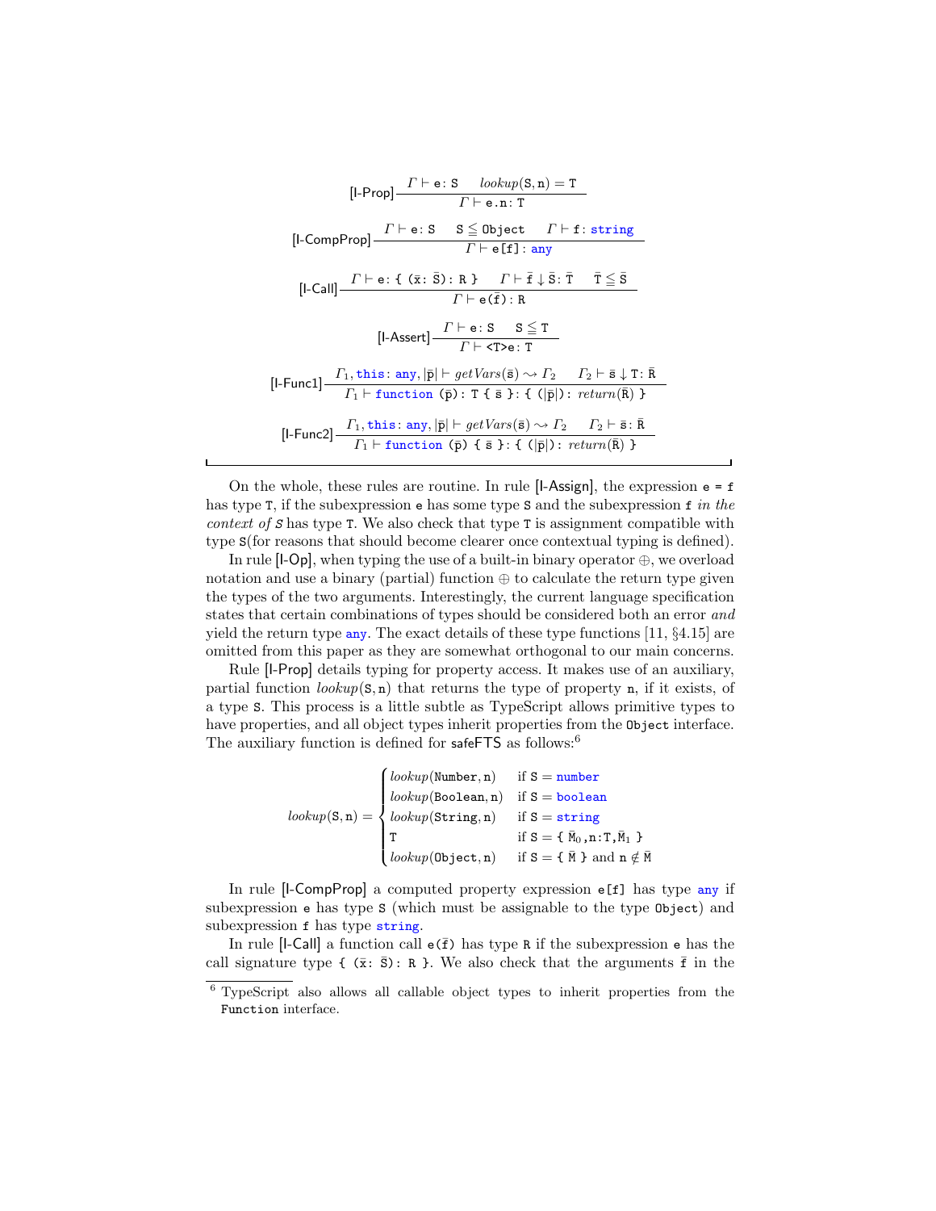$$\text{[I-Prop]}\ \frac{\Gamma \vdash \texttt{e}\colon \texttt{S} \qquad \mathit{lookup}(\texttt{S},\texttt{n}) = \texttt{T}}{\Gamma \vdash \texttt{e.n}\colon \texttt{T}}$$

$$\text{[I-CompProp]}\ \frac{\Gamma \vdash \texttt{e}\colon \texttt{S} \qquad \texttt{S} \leqq \texttt{Object} \qquad \Gamma \vdash \texttt{f}\colon \texttt{string}}{\Gamma \vdash \texttt{e[f]}\colon \texttt{any}}$$

$$\text{[I-Call]}\ \frac{\Gamma \vdash \texttt{e}\colon \texttt{\{ (}\bar{\texttt{x}}\colon \bar{\texttt{S}}\texttt{)}\colon \texttt{R \}} \qquad \Gamma \vdash \bar{\texttt{f}} \downarrow \bar{\texttt{S}}\colon \bar{\texttt{T}} \qquad \bar{\texttt{T}} \leqq \bar{\texttt{S}}}{\Gamma \vdash \texttt{e(}\bar{\texttt{f}}\texttt{)}\colon \texttt{R}}$$

$$\text{[I-Assert]}\ \frac{\Gamma \vdash \texttt{e}\colon \texttt{S} \qquad \texttt{S} \leqq \texttt{T}}{\Gamma \vdash \texttt{<T>e}\colon \texttt{T}}$$

$$\text{[I-Func1]}\ \frac{\Gamma_1, \texttt{this}\colon \texttt{any}, |\bar{\texttt{p}}| \vdash \mathit{getVars}(\bar{\texttt{s}}) \rightsquigarrow \Gamma_2 \qquad \Gamma_2 \vdash \bar{\texttt{s}} \downarrow \texttt{T}\colon \bar{\texttt{R}}}{\Gamma_1 \vdash \texttt{function (}\bar{\texttt{p}}\texttt{)}\colon \texttt{T \{ }\bar{\texttt{s}}\texttt{ \}}\colon \texttt{\{ (}|\bar{\texttt{p}}|\texttt{)}\colon \mathit{return}(\bar{\texttt{R}})\texttt{ \}}}$$

$$\text{[I-Func2]}\ \frac{\Gamma_1, \texttt{this}\colon \texttt{any}, |\bar{\texttt{p}}| \vdash \mathit{getVars}(\bar{\texttt{s}}) \rightsquigarrow \Gamma_2 \qquad \Gamma_2 \vdash \bar{\texttt{s}}\colon \bar{\texttt{R}}}{\Gamma_1 \vdash \texttt{function (}\bar{\texttt{p}}\texttt{) \{ }\bar{\texttt{s}}\texttt{ \}}\colon \texttt{\{ (}|\bar{\texttt{p}}|\texttt{)}\colon \mathit{return}(\bar{\texttt{R}})\texttt{ \}}}$$

On the whole, these rules are routine. In rule [I-Assign], the expression `e = f` has type `T`, if the subexpression `e` has some type `S` and the subexpression `f` *in the context of S* has type `T`. We also check that type `T` is assignment compatible with type `S`(for reasons that should become clearer once contextual typing is defined).

In rule [I-Op], when typing the use of a built-in binary operator $\oplus$, we overload notation and use a binary (partial) function $\oplus$ to calculate the return type given the types of the two arguments. Interestingly, the current language specification states that certain combinations of types should be considered both an error *and* yield the return type `any`. The exact details of these type functions [11, §4.15] are omitted from this paper as they are somewhat orthogonal to our main concerns.

Rule [I-Prop] details typing for property access. It makes use of an auxiliary, partial function $\mathit{lookup}(\texttt{S},\texttt{n})$ that returns the type of property `n`, if it exists, of a type `S`. This process is a little subtle as TypeScript allows primitive types to have properties, and all object types inherit properties from the `Object` interface. The auxiliary function is defined for safeFTS as follows:[6]

$$\mathit{lookup}(\texttt{S},\texttt{n}) = \begin{cases} \mathit{lookup}(\texttt{Number},\texttt{n}) & \text{if } \texttt{S} = \texttt{number} \\ \mathit{lookup}(\texttt{Boolean},\texttt{n}) & \text{if } \texttt{S} = \texttt{boolean} \\ \mathit{lookup}(\texttt{String},\texttt{n}) & \text{if } \texttt{S} = \texttt{string} \\ \texttt{T} & \text{if } \texttt{S} = \texttt{\{ } \bar{\texttt{M}}_0\texttt{,n:T,}\bar{\texttt{M}}_1\texttt{ \}} \\ \mathit{lookup}(\texttt{Object},\texttt{n}) & \text{if } \texttt{S} = \texttt{\{ } \bar{\texttt{M}}\texttt{ \}} \text{ and } \texttt{n} \notin \bar{\texttt{M}} \end{cases}$$

In rule [I-CompProp] a computed property expression `e[f]` has type `any` if subexpression `e` has type `S` (which must be assignable to the type `Object`) and subexpression `f` has type `string`.

In rule [I-Call] a function call $\texttt{e(}\bar{\texttt{f}}\texttt{)}$ has type `R` if the subexpression `e` has the call signature type $\texttt{\{ (}\bar{\texttt{x}}\colon \bar{\texttt{S}}\texttt{)}\colon \texttt{R \}}$. We also check that the arguments $\bar{\texttt{f}}$ in the

[6] TypeScript also allows all callable object types to inherit properties from the `Function` interface.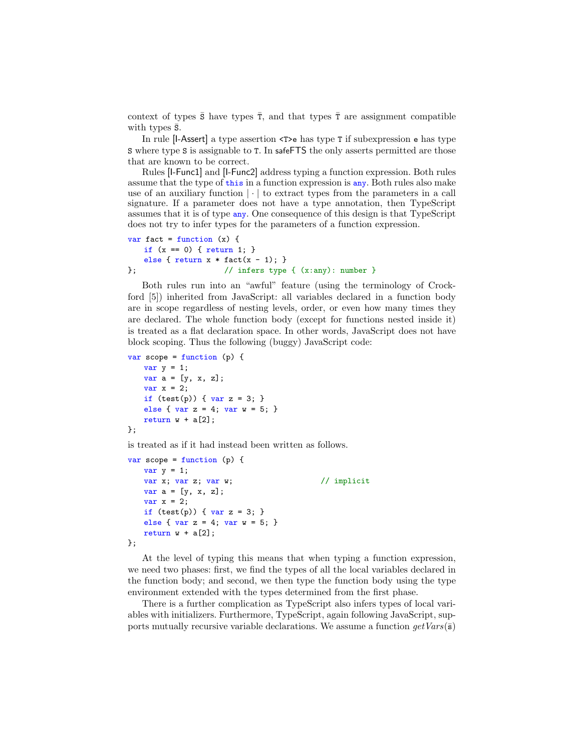context of types $\bar{\mathtt{S}}$ have types $\bar{\mathtt{T}}$, and that types $\bar{\mathtt{T}}$ are assignment compatible with types $\bar{\mathtt{S}}$.

In rule [I-Assert] a type assertion `<T>e` has type `T` if subexpression `e` has type `S` where type `S` is assignable to `T`. In safeFTS the only asserts permitted are those that are known to be correct.

Rules [I-Func1] and [I-Func2] address typing a function expression. Both rules assume that the type of `this` in a function expression is `any`. Both rules also make use of an auxiliary function $|\cdot|$ to extract types from the parameters in a call signature. If a parameter does not have a type annotation, then TypeScript assumes that it is of type `any`. One consequence of this design is that TypeScript does not try to infer types for the parameters of a function expression.

```
var fact = function (x) {
    if (x == 0) { return 1; }
    else { return x * fact(x - 1); }
};                    // infers type { (x:any): number }
```

Both rules run into an "awful" feature (using the terminology of Crockford [5]) inherited from JavaScript: all variables declared in a function body are in scope regardless of nesting levels, order, or even how many times they are declared. The whole function body (except for functions nested inside it) is treated as a flat declaration space. In other words, JavaScript does not have block scoping. Thus the following (buggy) JavaScript code:

```
var scope = function (p) {
    var y = 1;
    var a = [y, x, z];
    var x = 2;
    if (test(p)) { var z = 3; }
    else { var z = 4; var w = 5; }
    return w + a[2];
};
```

is treated as if it had instead been written as follows.

```
var scope = function (p) {
    var y = 1;
    var x; var z; var w;                    // implicit
    var a = [y, x, z];
    var x = 2;
    if (test(p)) { var z = 3; }
    else { var z = 4; var w = 5; }
    return w + a[2];
};
```

At the level of typing this means that when typing a function expression, we need two phases: first, we find the types of all the local variables declared in the function body; and second, we then type the function body using the type environment extended with the types determined from the first phase.

There is a further complication as TypeScript also infers types of local variables with initializers. Furthermore, TypeScript, again following JavaScript, supports mutually recursive variable declarations. We assume a function $getVars(\bar{\mathtt{s}})$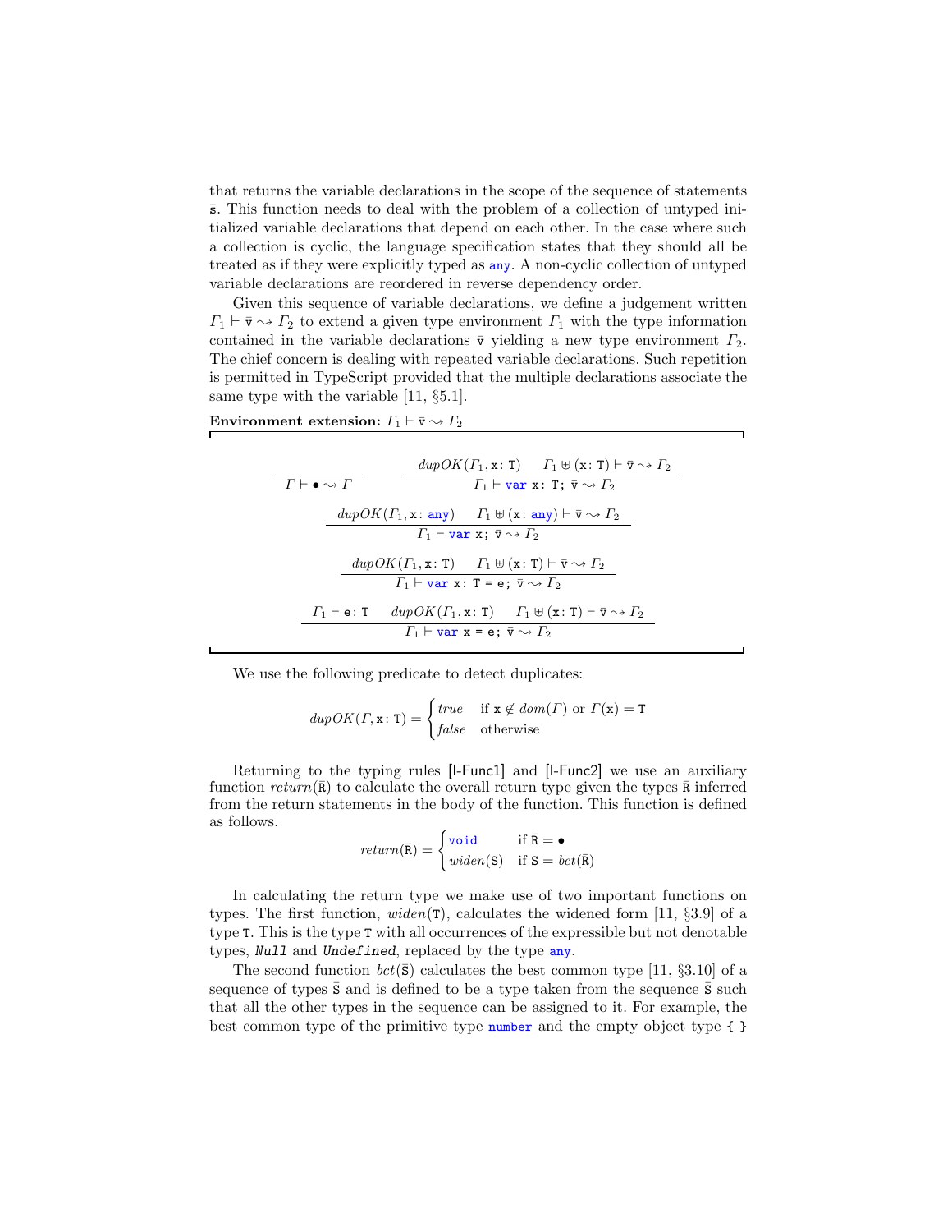that returns the variable declarations in the scope of the sequence of statements $\bar{\mathtt{s}}$. This function needs to deal with the problem of a collection of untyped initialized variable declarations that depend on each other. In the case where such a collection is cyclic, the language specification states that they should all be treated as if they were explicitly typed as `any`. A non-cyclic collection of untyped variable declarations are reordered in reverse dependency order.

Given this sequence of variable declarations, we define a judgement written $\Gamma_1 \vdash \bar{\mathtt{v}} \rightsquigarrow \Gamma_2$ to extend a given type environment $\Gamma_1$ with the type information contained in the variable declarations $\bar{\mathtt{v}}$ yielding a new type environment $\Gamma_2$. The chief concern is dealing with repeated variable declarations. Such repetition is permitted in TypeScript provided that the multiple declarations associate the same type with the variable [11, §5.1].

**Environment extension:** $\Gamma_1 \vdash \bar{\mathtt{v}} \rightsquigarrow \Gamma_2$

$$\frac{}{\Gamma \vdash \bullet \rightsquigarrow \Gamma} \qquad \frac{\mathit{dupOK}(\Gamma_1, \mathtt{x}\colon \mathtt{T}) \quad \Gamma_1 \uplus (\mathtt{x}\colon \mathtt{T}) \vdash \bar{\mathtt{v}} \rightsquigarrow \Gamma_2}{\Gamma_1 \vdash \mathtt{var}\ \mathtt{x}\colon \mathtt{T};\ \bar{\mathtt{v}} \rightsquigarrow \Gamma_2}$$

$$\frac{\mathit{dupOK}(\Gamma_1, \mathtt{x}\colon \mathtt{any}) \quad \Gamma_1 \uplus (\mathtt{x}\colon \mathtt{any}) \vdash \bar{\mathtt{v}} \rightsquigarrow \Gamma_2}{\Gamma_1 \vdash \mathtt{var}\ \mathtt{x};\ \bar{\mathtt{v}} \rightsquigarrow \Gamma_2}$$

$$\frac{\mathit{dupOK}(\Gamma_1, \mathtt{x}\colon \mathtt{T}) \quad \Gamma_1 \uplus (\mathtt{x}\colon \mathtt{T}) \vdash \bar{\mathtt{v}} \rightsquigarrow \Gamma_2}{\Gamma_1 \vdash \mathtt{var}\ \mathtt{x}\colon \mathtt{T}\ \mathtt{=}\ \mathtt{e};\ \bar{\mathtt{v}} \rightsquigarrow \Gamma_2}$$

$$\frac{\Gamma_1 \vdash \mathtt{e}\colon \mathtt{T} \quad \mathit{dupOK}(\Gamma_1, \mathtt{x}\colon \mathtt{T}) \quad \Gamma_1 \uplus (\mathtt{x}\colon \mathtt{T}) \vdash \bar{\mathtt{v}} \rightsquigarrow \Gamma_2}{\Gamma_1 \vdash \mathtt{var}\ \mathtt{x}\ \mathtt{=}\ \mathtt{e};\ \bar{\mathtt{v}} \rightsquigarrow \Gamma_2}$$

We use the following predicate to detect duplicates:

$$\mathit{dupOK}(\Gamma, \mathtt{x}\colon \mathtt{T}) = \begin{cases} \mathit{true} & \text{if } \mathtt{x} \notin \mathit{dom}(\Gamma) \text{ or } \Gamma(\mathtt{x}) = \mathtt{T} \\ \mathit{false} & \text{otherwise} \end{cases}$$

Returning to the typing rules [I-Func1] and [I-Func2] we use an auxiliary function $\mathit{return}(\bar{\mathtt{R}})$ to calculate the overall return type given the types $\bar{\mathtt{R}}$ inferred from the return statements in the body of the function. This function is defined as follows.

$$\mathit{return}(\bar{\mathtt{R}}) = \begin{cases} \mathtt{void} & \text{if } \bar{\mathtt{R}} = \bullet \\ \mathit{widen}(\mathtt{S}) & \text{if } \mathtt{S} = \mathit{bct}(\bar{\mathtt{R}}) \end{cases}$$

In calculating the return type we make use of two important functions on types. The first function, $\mathit{widen}(\mathtt{T})$, calculates the widened form [11, §3.9] of a type `T`. This is the type `T` with all occurrences of the expressible but not denotable types, *`Null`* and *`Undefined`*, replaced by the type `any`.

The second function $\mathit{bct}(\bar{\mathtt{S}})$ calculates the best common type [11, §3.10] of a sequence of types $\bar{\mathtt{S}}$ and is defined to be a type taken from the sequence $\bar{\mathtt{S}}$ such that all the other types in the sequence can be assigned to it. For example, the best common type of the primitive type `number` and the empty object type `{ }`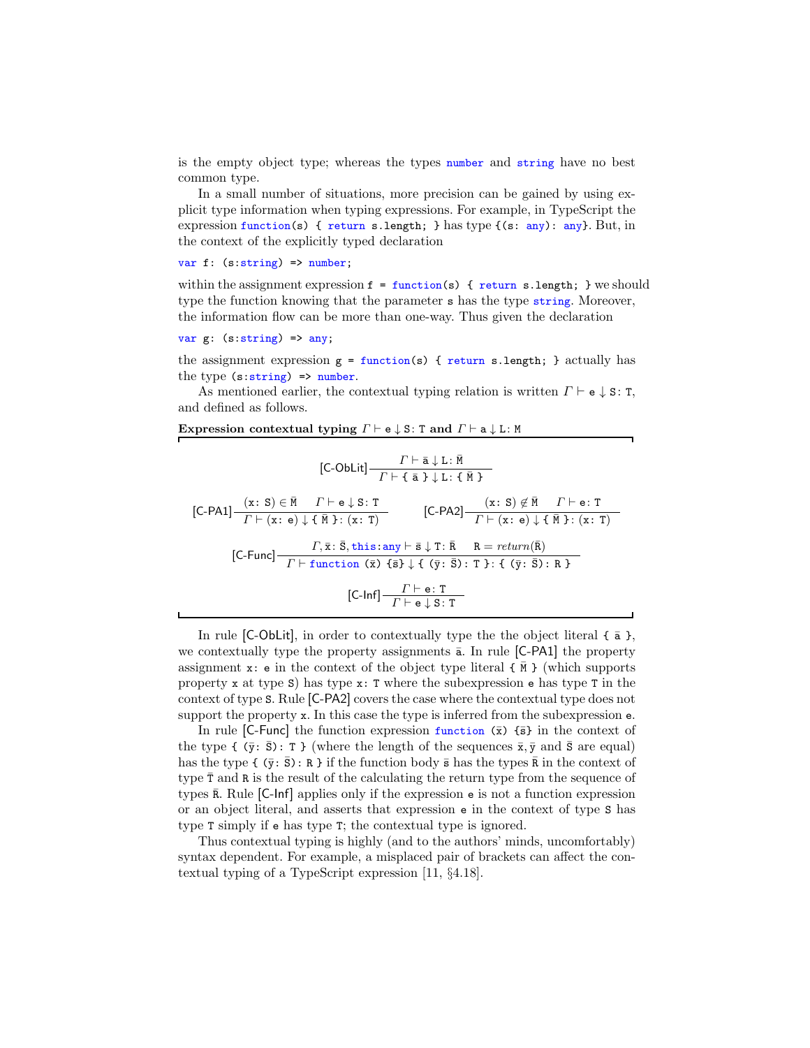is the empty object type; whereas the types `number` and `string` have no best common type.

In a small number of situations, more precision can be gained by using explicit type information when typing expressions. For example, in TypeScript the expression `function(s) { return s.length; }` has type `{(s: any): any}`. But, in the context of the explicitly typed declaration

```
var f: (s:string) => number;
```

within the assignment expression `f = function(s) { return s.length; }` we should type the function knowing that the parameter `s` has the type `string`. Moreover, the information flow can be more than one-way. Thus given the declaration

```
var g: (s:string) => any;
```

the assignment expression `g = function(s) { return s.length; }` actually has the type `(s:string) => number`.

As mentioned earlier, the contextual typing relation is written $\Gamma \vdash \mathtt{e} \downarrow \mathtt{S} \colon \mathtt{T}$, and defined as follows.

**Expression contextual typing $\Gamma \vdash \mathtt{e} \downarrow \mathtt{S} \colon \mathtt{T}$ and $\Gamma \vdash \mathtt{a} \downarrow \mathtt{L} \colon \mathtt{M}$**

$$\text{[C-ObLit]}\ \frac{\Gamma \vdash \bar{\mathtt{a}} \downarrow \mathtt{L} \colon \bar{\mathtt{M}}}{\Gamma \vdash \{\ \bar{\mathtt{a}}\ \} \downarrow \mathtt{L} \colon \{\ \bar{\mathtt{M}}\ \}}$$

$$\text{[C-PA1]}\ \frac{(\mathtt{x} \colon \mathtt{S}) \in \bar{\mathtt{M}} \qquad \Gamma \vdash \mathtt{e} \downarrow \mathtt{S} \colon \mathtt{T}}{\Gamma \vdash (\mathtt{x} \colon \mathtt{e}) \downarrow \{\ \bar{\mathtt{M}}\ \} \colon (\mathtt{x} \colon \mathtt{T})} \qquad \text{[C-PA2]}\ \frac{(\mathtt{x} \colon \mathtt{S}) \notin \bar{\mathtt{M}} \qquad \Gamma \vdash \mathtt{e} \colon \mathtt{T}}{\Gamma \vdash (\mathtt{x} \colon \mathtt{e}) \downarrow \{\ \bar{\mathtt{M}}\ \} \colon (\mathtt{x} \colon \mathtt{T})}$$

$$\text{[C-Func]}\ \frac{\Gamma, \bar{\mathtt{x}} \colon \bar{\mathtt{S}}, \mathtt{this} \colon \mathtt{any} \vdash \bar{\mathtt{s}} \downarrow \mathtt{T} \colon \bar{\mathtt{R}} \qquad \mathtt{R} = \mathit{return}(\bar{\mathtt{R}})}{\Gamma \vdash \mathtt{function}\ (\bar{\mathtt{x}})\ \{\bar{\mathtt{s}}\} \downarrow \{\ (\bar{\mathtt{y}} \colon \bar{\mathtt{S}}) \colon \mathtt{T}\ \} \colon \{\ (\bar{\mathtt{y}} \colon \bar{\mathtt{S}}) \colon \mathtt{R}\ \}}$$

$$\text{[C-Inf]}\ \frac{\Gamma \vdash \mathtt{e} \colon \mathtt{T}}{\Gamma \vdash \mathtt{e} \downarrow \mathtt{S} \colon \mathtt{T}}$$

In rule [C-ObLit], in order to contextually type the the object literal `{ ā }`, we contextually type the property assignments $\bar{\mathtt{a}}$. In rule [C-PA1] the property assignment `x: e` in the context of the object type literal `{ M̄ }` (which supports property `x` at type `S`) has type `x: T` where the subexpression `e` has type `T` in the context of type `S`. Rule [C-PA2] covers the case where the contextual type does not support the property `x`. In this case the type is inferred from the subexpression `e`.

In rule [C-Func] the function expression `function (x̄) {s̄}` in the context of the type `{ (ȳ: S̄): T }` (where the length of the sequences $\bar{\mathtt{x}}, \bar{\mathtt{y}}$ and $\bar{\mathtt{S}}$ are equal) has the type `{ (ȳ: S̄): R }` if the function body $\bar{\mathtt{s}}$ has the types $\bar{\mathtt{R}}$ in the context of type $\bar{\mathtt{T}}$ and `R` is the result of the calculating the return type from the sequence of types $\bar{\mathtt{R}}$. Rule [C-Inf] applies only if the expression `e` is not a function expression or an object literal, and asserts that expression `e` in the context of type `S` has type `T` simply if `e` has type `T`; the contextual type is ignored.

Thus contextual typing is highly (and to the authors' minds, uncomfortably) syntax dependent. For example, a misplaced pair of brackets can affect the contextual typing of a TypeScript expression [11, §4.18].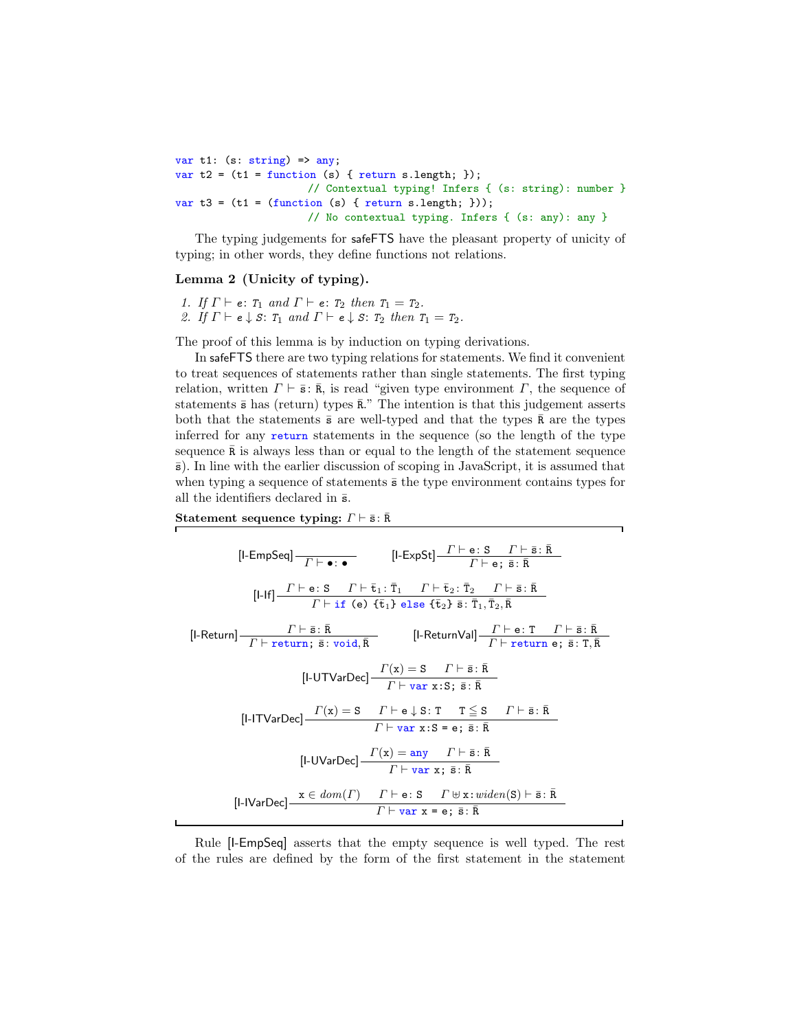```
var t1: (s: string) => any;
var t2 = (t1 = function (s) { return s.length; });
                    // Contextual typing! Infers { (s: string): number }
var t3 = (t1 = (function (s) { return s.length; }));
                    // No contextual typing. Infers { (s: any): any }
```

The typing judgements for safeFTS have the pleasant property of unicity of typing; in other words, they define functions not relations.

**Lemma 2 (Unicity of typing).**

1. *If* $\Gamma \vdash e\colon T_1$ *and* $\Gamma \vdash e\colon T_2$ *then* $T_1 = T_2$.
2. *If* $\Gamma \vdash e \downarrow S\colon T_1$ *and* $\Gamma \vdash e \downarrow S\colon T_2$ *then* $T_1 = T_2$.

The proof of this lemma is by induction on typing derivations.

In safeFTS there are two typing relations for statements. We find it convenient to treat sequences of statements rather than single statements. The first typing relation, written $\Gamma \vdash \bar{s}\colon \bar{R}$, is read "given type environment $\Gamma$, the sequence of statements $\bar{s}$ has (return) types $\bar{R}$." The intention is that this judgement asserts both that the statements $\bar{s}$ are well-typed and that the types $\bar{R}$ are the types inferred for any `return` statements in the sequence (so the length of the type sequence $\bar{R}$ is always less than or equal to the length of the statement sequence $\bar{s}$). In line with the earlier discussion of scoping in JavaScript, it is assumed that when typing a sequence of statements $\bar{s}$ the type environment contains types for all the identifiers declared in $\bar{s}$.

**Statement sequence typing:** $\Gamma \vdash \bar{s}\colon \bar{R}$

$$[\text{I-EmpSeq}]\ \frac{}{\Gamma \vdash \bullet\colon \bullet} \qquad [\text{I-ExpSt}]\ \frac{\Gamma \vdash e\colon S \quad \Gamma \vdash \bar{s}\colon \bar{R}}{\Gamma \vdash e;\ \bar{s}\colon \bar{R}}$$

$$[\text{I-If}]\ \frac{\Gamma \vdash e\colon S \quad \Gamma \vdash \bar{t}_1\colon \bar{T}_1 \quad \Gamma \vdash \bar{t}_2\colon \bar{T}_2 \quad \Gamma \vdash \bar{s}\colon \bar{R}}{\Gamma \vdash \texttt{if}\ (e)\ \{\bar{t}_1\}\ \texttt{else}\ \{\bar{t}_2\}\ \bar{s}\colon \bar{T}_1, \bar{T}_2, \bar{R}}$$

$$[\text{I-Return}]\ \frac{\Gamma \vdash \bar{s}\colon \bar{R}}{\Gamma \vdash \texttt{return};\ \bar{s}\colon \texttt{void}, \bar{R}} \qquad [\text{I-ReturnVal}]\ \frac{\Gamma \vdash e\colon T \quad \Gamma \vdash \bar{s}\colon \bar{R}}{\Gamma \vdash \texttt{return}\ e;\ \bar{s}\colon T, \bar{R}}$$

$$[\text{I-UTVarDec}]\ \frac{\Gamma(x) = S \quad \Gamma \vdash \bar{s}\colon \bar{R}}{\Gamma \vdash \texttt{var}\ x{:}S;\ \bar{s}\colon \bar{R}}$$

$$[\text{I-ITVarDec}]\ \frac{\Gamma(x) = S \quad \Gamma \vdash e \downarrow S\colon T \quad T \leqq S \quad \Gamma \vdash \bar{s}\colon \bar{R}}{\Gamma \vdash \texttt{var}\ x{:}S\ \texttt{=}\ e;\ \bar{s}\colon \bar{R}}$$

$$[\text{I-UVarDec}]\ \frac{\Gamma(x) = \texttt{any} \quad \Gamma \vdash \bar{s}\colon \bar{R}}{\Gamma \vdash \texttt{var}\ x;\ \bar{s}\colon \bar{R}}$$

$$[\text{I-IVarDec}]\ \frac{x \in \mathit{dom}(\Gamma) \quad \Gamma \vdash e\colon S \quad \Gamma \uplus x{:}\mathit{widen}(S) \vdash \bar{s}\colon \bar{R}}{\Gamma \vdash \texttt{var}\ x\ \texttt{=}\ e;\ \bar{s}\colon \bar{R}}$$

Rule [I-EmpSeq] asserts that the empty sequence is well typed. The rest of the rules are defined by the form of the first statement in the statement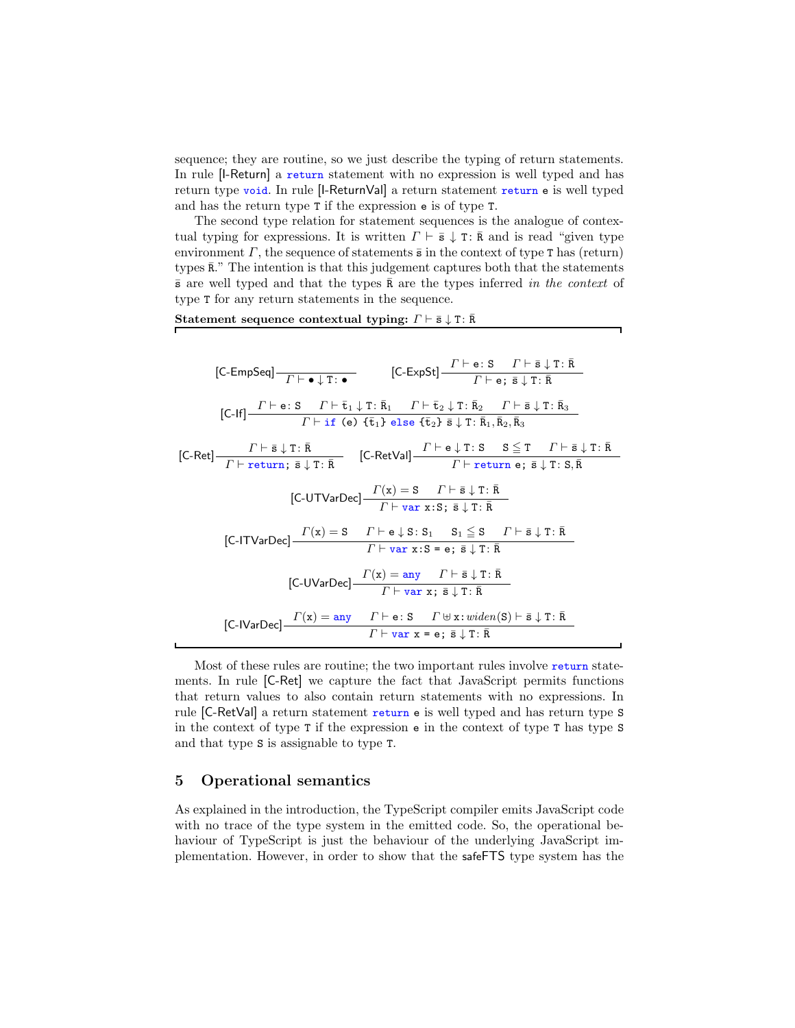sequence; they are routine, so we just describe the typing of return statements. In rule [I-Return] a `return` statement with no expression is well typed and has return type `void`. In rule [I-ReturnVal] a return statement `return e` is well typed and has the return type `T` if the expression `e` is of type `T`.

The second type relation for statement sequences is the analogue of contextual typing for expressions. It is written $\Gamma \vdash \bar{s} \downarrow T \colon \bar{R}$ and is read "given type environment $\Gamma$, the sequence of statements $\bar{s}$ in the context of type `T` has (return) types $\bar{R}$." The intention is that this judgement captures both that the statements $\bar{s}$ are well typed and that the types $\bar{R}$ are the types inferred *in the context* of type `T` for any return statements in the sequence.

**Statement sequence contextual typing:** $\Gamma \vdash \bar{s} \downarrow T \colon \bar{R}$

$$\text{[C-EmpSeq]}\ \frac{}{\Gamma \vdash \bullet \downarrow T \colon \bullet} \qquad \text{[C-ExpSt]}\ \frac{\Gamma \vdash e \colon S \quad \Gamma \vdash \bar{s} \downarrow T \colon \bar{R}}{\Gamma \vdash e;\ \bar{s} \downarrow T \colon \bar{R}}$$

$$\text{[C-If]}\ \frac{\Gamma \vdash e \colon S \quad \Gamma \vdash \bar{t}_1 \downarrow T \colon \bar{R}_1 \quad \Gamma \vdash \bar{t}_2 \downarrow T \colon \bar{R}_2 \quad \Gamma \vdash \bar{s} \downarrow T \colon \bar{R}_3}{\Gamma \vdash \texttt{if (e) \{}\bar{t}_1\texttt{\} else \{}\bar{t}_2\texttt{\}}\ \bar{s} \downarrow T \colon \bar{R}_1, \bar{R}_2, \bar{R}_3}$$

$$\text{[C-Ret]}\ \frac{\Gamma \vdash \bar{s} \downarrow T \colon \bar{R}}{\Gamma \vdash \texttt{return};\ \bar{s} \downarrow T \colon \bar{R}} \qquad \text{[C-RetVal]}\ \frac{\Gamma \vdash e \downarrow T \colon S \quad S \lesssim T \quad \Gamma \vdash \bar{s} \downarrow T \colon \bar{R}}{\Gamma \vdash \texttt{return}\ e;\ \bar{s} \downarrow T \colon S, \bar{R}}$$

$$\text{[C-UTVarDec]}\ \frac{\Gamma(x) = S \quad \Gamma \vdash \bar{s} \downarrow T \colon \bar{R}}{\Gamma \vdash \texttt{var}\ x\texttt{:}S;\ \bar{s} \downarrow T \colon \bar{R}}$$

$$\text{[C-ITVarDec]}\ \frac{\Gamma(x) = S \quad \Gamma \vdash e \downarrow S \colon S_1 \quad S_1 \lesssim S \quad \Gamma \vdash \bar{s} \downarrow T \colon \bar{R}}{\Gamma \vdash \texttt{var}\ x\texttt{:}S\ \texttt{=}\ e;\ \bar{s} \downarrow T \colon \bar{R}}$$

$$\text{[C-UVarDec]}\ \frac{\Gamma(x) = \texttt{any} \quad \Gamma \vdash \bar{s} \downarrow T \colon \bar{R}}{\Gamma \vdash \texttt{var}\ x;\ \bar{s} \downarrow T \colon \bar{R}}$$

$$\text{[C-IVarDec]}\ \frac{\Gamma(x) = \texttt{any} \quad \Gamma \vdash e \colon S \quad \Gamma \uplus x \colon \mathit{widen}(S) \vdash \bar{s} \downarrow T \colon \bar{R}}{\Gamma \vdash \texttt{var}\ x\ \texttt{=}\ e;\ \bar{s} \downarrow T \colon \bar{R}}$$

Most of these rules are routine; the two important rules involve `return` statements. In rule [C-Ret] we capture the fact that JavaScript permits functions that return values to also contain return statements with no expressions. In rule [C-RetVal] a return statement `return e` is well typed and has return type `S` in the context of type `T` if the expression `e` in the context of type `T` has type `S` and that type `S` is assignable to type `T`.

## 5 Operational semantics

As explained in the introduction, the TypeScript compiler emits JavaScript code with no trace of the type system in the emitted code. So, the operational behaviour of TypeScript is just the behaviour of the underlying JavaScript implementation. However, in order to show that the safeFTS type system has the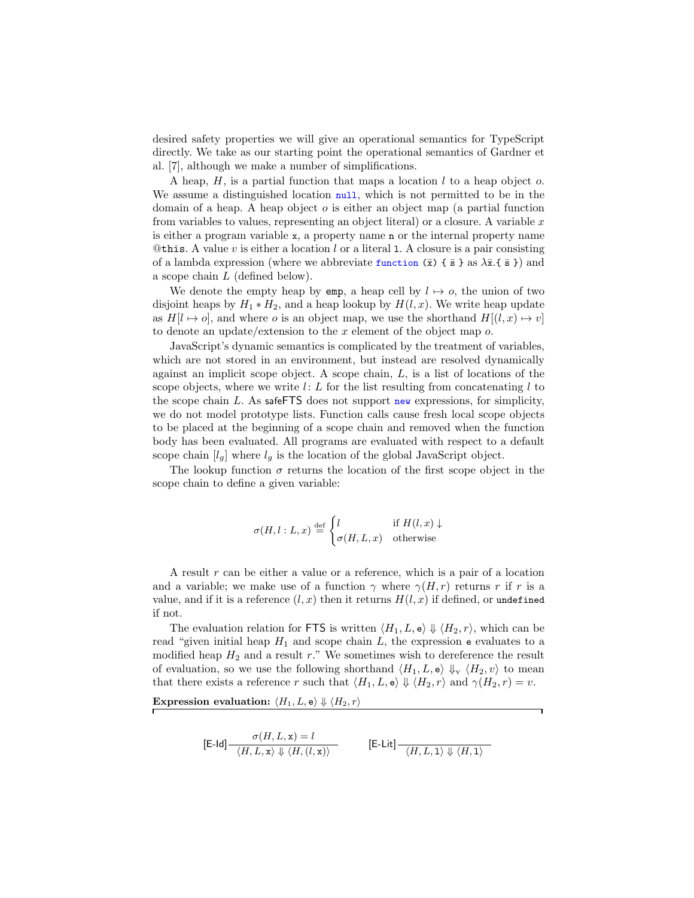desired safety properties we will give an operational semantics for TypeScript directly. We take as our starting point the operational semantics of Gardner et al. [7], although we make a number of simplifications.

A heap, $H$, is a partial function that maps a location $l$ to a heap object $o$. We assume a distinguished location `null`, which is not permitted to be in the domain of a heap. A heap object $o$ is either an object map (a partial function from variables to values, representing an object literal) or a closure. A variable $x$ is either a program variable `x`, a property name `n` or the internal property name @`this`. A value $v$ is either a location $l$ or a literal `l`. A closure is a pair consisting of a lambda expression (where we abbreviate `function (x̄) { s̄ }` as $\lambda \bar{\mathtt{x}}.\{\ \bar{\mathtt{s}}\ \}$) and a scope chain $L$ (defined below).

We denote the empty heap by `emp`, a heap cell by $l \mapsto o$, the union of two disjoint heaps by $H_1 * H_2$, and a heap lookup by $H(l, x)$. We write heap update as $H[l \mapsto o]$, and where $o$ is an object map, we use the shorthand $H[(l, x) \mapsto v]$ to denote an update/extension to the $x$ element of the object map $o$.

JavaScript's dynamic semantics is complicated by the treatment of variables, which are not stored in an environment, but instead are resolved dynamically against an implicit scope object. A scope chain, $L$, is a list of locations of the scope objects, where we write $l\colon L$ for the list resulting from concatenating $l$ to the scope chain $L$. As safeFTS does not support `new` expressions, for simplicity, we do not model prototype lists. Function calls cause fresh local scope objects to be placed at the beginning of a scope chain and removed when the function body has been evaluated. All programs are evaluated with respect to a default scope chain $[l_g]$ where $l_g$ is the location of the global JavaScript object.

The lookup function $\sigma$ returns the location of the first scope object in the scope chain to define a given variable:

$$\sigma(H, l : L, x) \stackrel{\text{def}}{=} \begin{cases} l & \text{if } H(l, x) \downarrow \\ \sigma(H, L, x) & \text{otherwise} \end{cases}$$

A result $r$ can be either a value or a reference, which is a pair of a location and a variable; we make use of a function $\gamma$ where $\gamma(H, r)$ returns $r$ if $r$ is a value, and if it is a reference $(l, x)$ then it returns $H(l, x)$ if defined, or `undefined` if not.

The evaluation relation for FTS is written $\langle H_1, L, \mathtt{e}\rangle \Downarrow \langle H_2, r\rangle$, which can be read "given initial heap $H_1$ and scope chain $L$, the expression `e` evaluates to a modified heap $H_2$ and a result $r$." We sometimes wish to dereference the result of evaluation, so we use the following shorthand $\langle H_1, L, \mathtt{e}\rangle \Downarrow_{\mathrm{v}} \langle H_2, v\rangle$ to mean that there exists a reference $r$ such that $\langle H_1, L, \mathtt{e}\rangle \Downarrow \langle H_2, r\rangle$ and $\gamma(H_2, r) = v$.

**Expression evaluation:** $\langle H_1, L, \mathtt{e}\rangle \Downarrow \langle H_2, r\rangle$

$$[\text{E-Id}]\ \frac{\sigma(H, L, \mathtt{x}) = l}{\langle H, L, \mathtt{x}\rangle \Downarrow \langle H, (l, \mathtt{x})\rangle} \qquad [\text{E-Lit}]\ \frac{}{\langle H, L, \mathtt{l}\rangle \Downarrow \langle H, \mathtt{l}\rangle}$$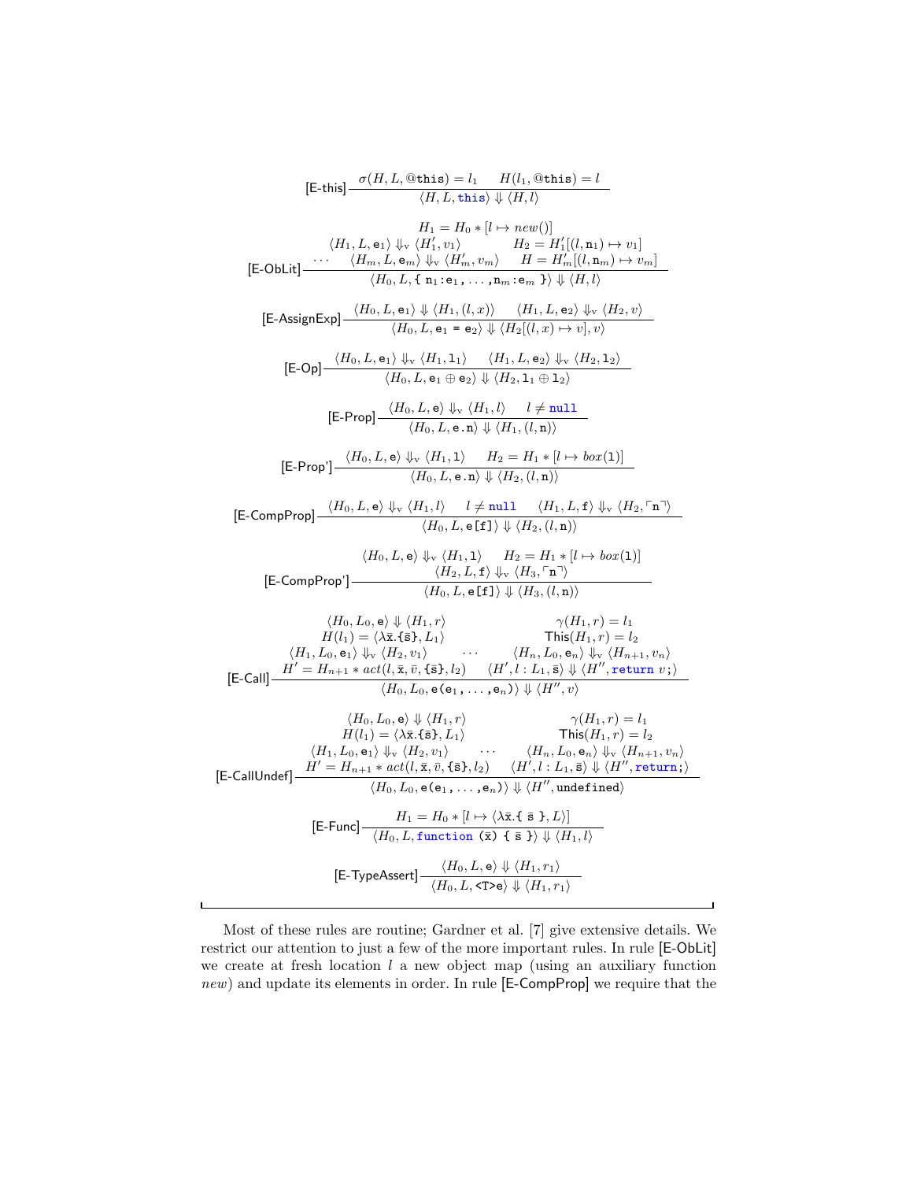$$\text{[E-this]}\;\frac{\sigma(H, L, @\texttt{this}) = l_1 \qquad H(l_1, @\texttt{this}) = l}{\langle H, L, \texttt{this}\rangle \Downarrow \langle H, l\rangle}$$

$$\text{[E-ObLit]}\;\frac{\begin{array}{c} H_1 = H_0 * [l \mapsto new()] \\ \langle H_1, L, \texttt{e}_1\rangle \Downarrow_{\text{v}} \langle H_1', v_1\rangle \qquad H_2 = H_1'[(l, \texttt{n}_1) \mapsto v_1] \\ \cdots \quad \langle H_m, L, \texttt{e}_m\rangle \Downarrow_{\text{v}} \langle H_m', v_m\rangle \qquad H = H_m'[(l, \texttt{n}_m) \mapsto v_m] \end{array}}{\langle H_0, L, \texttt{\{ n}_1\texttt{:e}_1\texttt{, ... ,n}_m\texttt{:e}_m\texttt{ \}}\rangle \Downarrow \langle H, l\rangle}$$

$$\text{[E-AssignExp]}\;\frac{\langle H_0, L, \texttt{e}_1\rangle \Downarrow \langle H_1, (l, x)\rangle \qquad \langle H_1, L, \texttt{e}_2\rangle \Downarrow_{\text{v}} \langle H_2, v\rangle}{\langle H_0, L, \texttt{e}_1 \texttt{ = } \texttt{e}_2\rangle \Downarrow \langle H_2[(l, x) \mapsto v], v\rangle}$$

$$\text{[E-Op]}\;\frac{\langle H_0, L, \texttt{e}_1\rangle \Downarrow_{\text{v}} \langle H_1, \texttt{l}_1\rangle \qquad \langle H_1, L, \texttt{e}_2\rangle \Downarrow_{\text{v}} \langle H_2, \texttt{l}_2\rangle}{\langle H_0, L, \texttt{e}_1 \oplus \texttt{e}_2\rangle \Downarrow \langle H_2, \texttt{l}_1 \oplus \texttt{l}_2\rangle}$$

$$\text{[E-Prop]}\;\frac{\langle H_0, L, \texttt{e}\rangle \Downarrow_{\text{v}} \langle H_1, l\rangle \qquad l \neq \texttt{null}}{\langle H_0, L, \texttt{e.n}\rangle \Downarrow \langle H_1, (l, \texttt{n})\rangle}$$

$$\text{[E-Prop']}\;\frac{\langle H_0, L, \texttt{e}\rangle \Downarrow_{\text{v}} \langle H_1, \texttt{l}\rangle \qquad H_2 = H_1 * [l \mapsto box(\texttt{l})]}{\langle H_0, L, \texttt{e.n}\rangle \Downarrow \langle H_2, (l, \texttt{n})\rangle}$$

$$\text{[E-CompProp]}\;\frac{\langle H_0, L, \texttt{e}\rangle \Downarrow_{\text{v}} \langle H_1, l\rangle \qquad l \neq \texttt{null} \qquad \langle H_1, L, \texttt{f}\rangle \Downarrow_{\text{v}} \langle H_2, \ulcorner \texttt{n} \urcorner\rangle}{\langle H_0, L, \texttt{e[f]}\rangle \Downarrow \langle H_2, (l, \texttt{n})\rangle}$$

$$\text{[E-CompProp']}\;\frac{\begin{array}{c} \langle H_0, L, \texttt{e}\rangle \Downarrow_{\text{v}} \langle H_1, \texttt{l}\rangle \qquad H_2 = H_1 * [l \mapsto box(\texttt{l})] \\ \langle H_2, L, \texttt{f}\rangle \Downarrow_{\text{v}} \langle H_3, \ulcorner \texttt{n} \urcorner\rangle \end{array}}{\langle H_0, L, \texttt{e[f]}\rangle \Downarrow \langle H_3, (l, \texttt{n})\rangle}$$

$$\text{[E-Call]}\;\frac{\begin{array}{cc} \langle H_0, L_0, \texttt{e}\rangle \Downarrow \langle H_1, r\rangle & \gamma(H_1, r) = l_1 \\ H(l_1) = \langle \lambda \bar{\texttt{x}}.\{\bar{\texttt{s}}\}, L_1\rangle & \textsf{This}(H_1, r) = l_2 \\ \langle H_1, L_0, \texttt{e}_1\rangle \Downarrow_{\text{v}} \langle H_2, v_1\rangle \qquad \cdots & \langle H_n, L_0, \texttt{e}_n\rangle \Downarrow_{\text{v}} \langle H_{n+1}, v_n\rangle \\ H' = H_{n+1} * act(l, \bar{\texttt{x}}, \bar{v}, \{\bar{\texttt{s}}\}, l_2) & \langle H', l : L_1, \bar{\texttt{s}}\rangle \Downarrow \langle H'', \texttt{return } v\texttt{;}\rangle \end{array}}{\langle H_0, L_0, \texttt{e(e}_1\texttt{, ... ,e}_n\texttt{)}\rangle \Downarrow \langle H'', v\rangle}$$

$$\text{[E-CallUndef]}\;\frac{\begin{array}{cc} \langle H_0, L_0, \texttt{e}\rangle \Downarrow \langle H_1, r\rangle & \gamma(H_1, r) = l_1 \\ H(l_1) = \langle \lambda \bar{\texttt{x}}.\{\bar{\texttt{s}}\}, L_1\rangle & \textsf{This}(H_1, r) = l_2 \\ \langle H_1, L_0, \texttt{e}_1\rangle \Downarrow_{\text{v}} \langle H_2, v_1\rangle \qquad \cdots & \langle H_n, L_0, \texttt{e}_n\rangle \Downarrow_{\text{v}} \langle H_{n+1}, v_n\rangle \\ H' = H_{n+1} * act(l, \bar{\texttt{x}}, \bar{v}, \{\bar{\texttt{s}}\}, l_2) & \langle H', l : L_1, \bar{\texttt{s}}\rangle \Downarrow \langle H'', \texttt{return;}\rangle \end{array}}{\langle H_0, L_0, \texttt{e(e}_1\texttt{, ... ,e}_n\texttt{)}\rangle \Downarrow \langle H'', \texttt{undefined}\rangle}$$

$$\text{[E-Func]}\;\frac{H_1 = H_0 * [l \mapsto \langle \lambda \bar{\texttt{x}}.\texttt{\{ } \bar{\texttt{s}} \texttt{ \}}, L\rangle]}{\langle H_0, L, \texttt{function (}\bar{\texttt{x}}\texttt{) \{ } \bar{\texttt{s}} \texttt{ \}}\rangle \Downarrow \langle H_1, l\rangle}$$

$$\text{[E-TypeAssert]}\;\frac{\langle H_0, L, \texttt{e}\rangle \Downarrow \langle H_1, r_1\rangle}{\langle H_0, L, \texttt{<T>e}\rangle \Downarrow \langle H_1, r_1\rangle}$$

Most of these rules are routine; Gardner et al. [7] give extensive details. We restrict our attention to just a few of the more important rules. In rule [E-ObLit] we create at fresh location $l$ a new object map (using an auxiliary function *new*) and update its elements in order. In rule [E-CompProp] we require that the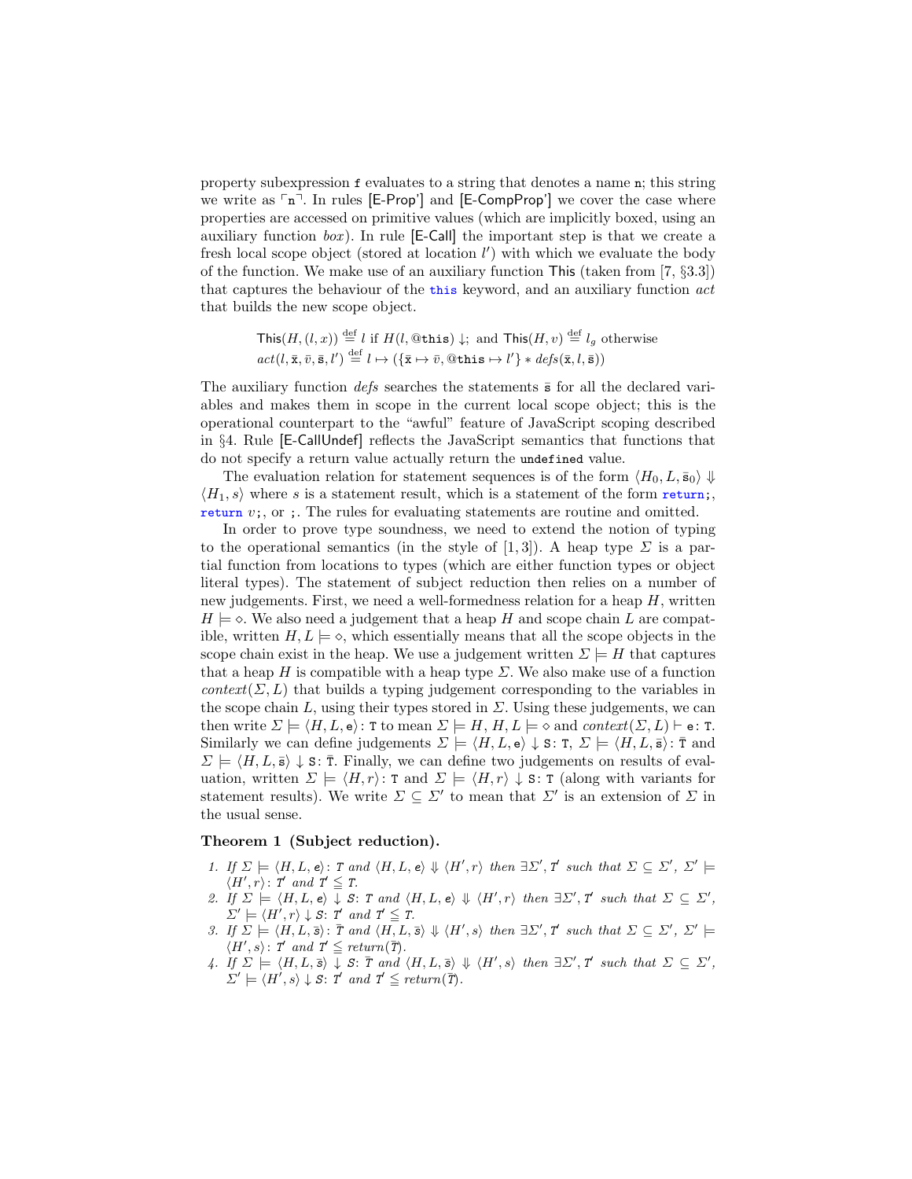property subexpression f evaluates to a string that denotes a name n; this string we write as $\ulcorner$n$\urcorner$. In rules [E-Prop'] and [E-CompProp'] we cover the case where properties are accessed on primitive values (which are implicitly boxed, using an auxiliary function *box*). In rule [E-Call] the important step is that we create a fresh local scope object (stored at location $l'$) with which we evaluate the body of the function. We make use of an auxiliary function This (taken from [7, §3.3]) that captures the behaviour of the this keyword, and an auxiliary function *act* that builds the new scope object.

$$\mathsf{This}(H,(l,x)) \stackrel{\text{def}}{=} l \text{ if } H(l,@\mathtt{this})\downarrow; \text{ and } \mathsf{This}(H,v) \stackrel{\text{def}}{=} l_g \text{ otherwise}$$
$$act(l,\bar{\mathtt{x}},\bar{v},\bar{\mathtt{s}},l') \stackrel{\text{def}}{=} l \mapsto (\{\bar{\mathtt{x}} \mapsto \bar{v}, @\mathtt{this} \mapsto l'\} * defs(\bar{\mathtt{x}},l,\bar{\mathtt{s}}))$$

The auxiliary function *defs* searches the statements $\bar{\mathtt{s}}$ for all the declared variables and makes them in scope in the current local scope object; this is the operational counterpart to the "awful" feature of JavaScript scoping described in §4. Rule [E-CallUndef] reflects the JavaScript semantics that functions that do not specify a return value actually return the undefined value.

The evaluation relation for statement sequences is of the form $\langle H_0, L, \bar{\mathtt{s}}_0\rangle \Downarrow \langle H_1, s\rangle$ where $s$ is a statement result, which is a statement of the form return;, return $v$;, or ;. The rules for evaluating statements are routine and omitted.

In order to prove type soundness, we need to extend the notion of typing to the operational semantics (in the style of [1, 3]). A heap type $\Sigma$ is a partial function from locations to types (which are either function types or object literal types). The statement of subject reduction then relies on a number of new judgements. First, we need a well-formedness relation for a heap $H$, written $H \models \diamond$. We also need a judgement that a heap $H$ and scope chain $L$ are compatible, written $H, L \models \diamond$, which essentially means that all the scope objects in the scope chain exist in the heap. We use a judgement written $\Sigma \models H$ that captures that a heap $H$ is compatible with a heap type $\Sigma$. We also make use of a function $context(\Sigma, L)$ that builds a typing judgement corresponding to the variables in the scope chain $L$, using their types stored in $\Sigma$. Using these judgements, we can then write $\Sigma \models \langle H, L, \mathtt{e}\rangle \colon \mathtt{T}$ to mean $\Sigma \models H$, $H, L \models \diamond$ and $context(\Sigma, L) \vdash \mathtt{e} \colon \mathtt{T}$. Similarly we can define judgements $\Sigma \models \langle H, L, \mathtt{e}\rangle \downarrow \mathtt{S} \colon \mathtt{T}$, $\Sigma \models \langle H, L, \bar{\mathtt{s}}\rangle \colon \bar{\mathtt{T}}$ and $\Sigma \models \langle H, L, \bar{\mathtt{s}}\rangle \downarrow \mathtt{S} \colon \bar{\mathtt{T}}$. Finally, we can define two judgements on results of evaluation, written $\Sigma \models \langle H, r\rangle \colon \mathtt{T}$ and $\Sigma \models \langle H, r\rangle \downarrow \mathtt{S} \colon \mathtt{T}$ (along with variants for statement results). We write $\Sigma \subseteq \Sigma'$ to mean that $\Sigma'$ is an extension of $\Sigma$ in the usual sense.

**Theorem 1 (Subject reduction).**

1. *If $\Sigma \models \langle H, L, \mathtt{e}\rangle \colon \mathtt{T}$ and $\langle H, L, \mathtt{e}\rangle \Downarrow \langle H', r\rangle$ then $\exists \Sigma', \mathtt{T}'$ such that $\Sigma \subseteq \Sigma'$, $\Sigma' \models \langle H', r\rangle \colon \mathtt{T}'$ and $\mathtt{T}' \leqq \mathtt{T}$.*
2. *If $\Sigma \models \langle H, L, \mathtt{e}\rangle \downarrow \mathtt{S} \colon \mathtt{T}$ and $\langle H, L, \mathtt{e}\rangle \Downarrow \langle H', r\rangle$ then $\exists \Sigma', \mathtt{T}'$ such that $\Sigma \subseteq \Sigma'$, $\Sigma' \models \langle H', r\rangle \downarrow \mathtt{S} \colon \mathtt{T}'$ and $\mathtt{T}' \leqq \mathtt{T}$.*
3. *If $\Sigma \models \langle H, L, \bar{\mathtt{s}}\rangle \colon \bar{\mathtt{T}}$ and $\langle H, L, \bar{\mathtt{s}}\rangle \Downarrow \langle H', s\rangle$ then $\exists \Sigma', \mathtt{T}'$ such that $\Sigma \subseteq \Sigma'$, $\Sigma' \models \langle H', s\rangle \colon \mathtt{T}'$ and $\mathtt{T}' \leqq return(\bar{\mathtt{T}})$.*
4. *If $\Sigma \models \langle H, L, \bar{\mathtt{s}}\rangle \downarrow \mathtt{S} \colon \bar{\mathtt{T}}$ and $\langle H, L, \bar{\mathtt{s}}\rangle \Downarrow \langle H', s\rangle$ then $\exists \Sigma', \mathtt{T}'$ such that $\Sigma \subseteq \Sigma'$, $\Sigma' \models \langle H', s\rangle \downarrow \mathtt{S} \colon \mathtt{T}'$ and $\mathtt{T}' \leqq return(\bar{\mathtt{T}})$.*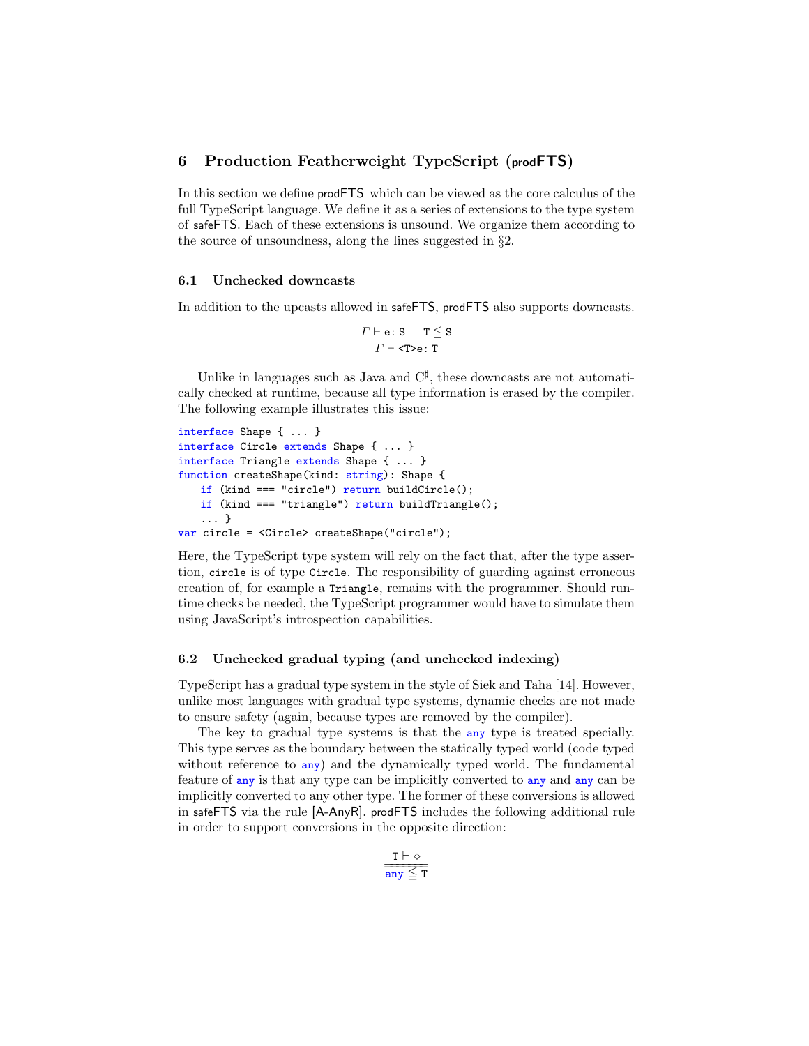## 6 Production Featherweight TypeScript (prodFTS)

In this section we define prodFTS which can be viewed as the core calculus of the full TypeScript language. We define it as a series of extensions to the type system of safeFTS. Each of these extensions is unsound. We organize them according to the source of unsoundness, along the lines suggested in §2.

### 6.1 Unchecked downcasts

In addition to the upcasts allowed in safeFTS, prodFTS also supports downcasts.

$$\frac{\Gamma \vdash \mathtt{e}\colon \mathtt{S} \quad \mathtt{T} \leqq \mathtt{S}}{\Gamma \vdash \mathtt{<T>e}\colon \mathtt{T}}$$

Unlike in languages such as Java and C$^\sharp$, these downcasts are not automatically checked at runtime, because all type information is erased by the compiler. The following example illustrates this issue:

```
interface Shape { ... }
interface Circle extends Shape { ... }
interface Triangle extends Shape { ... }
function createShape(kind: string): Shape {
    if (kind === "circle") return buildCircle();
    if (kind === "triangle") return buildTriangle();
    ... }
var circle = <Circle> createShape("circle");
```

Here, the TypeScript type system will rely on the fact that, after the type assertion, `circle` is of type `Circle`. The responsibility of guarding against erroneous creation of, for example a `Triangle`, remains with the programmer. Should runtime checks be needed, the TypeScript programmer would have to simulate them using JavaScript's introspection capabilities.

### 6.2 Unchecked gradual typing (and unchecked indexing)

TypeScript has a gradual type system in the style of Siek and Taha [14]. However, unlike most languages with gradual type systems, dynamic checks are not made to ensure safety (again, because types are removed by the compiler).

The key to gradual type systems is that the `any` type is treated specially. This type serves as the boundary between the statically typed world (code typed without reference to `any`) and the dynamically typed world. The fundamental feature of `any` is that any type can be implicitly converted to `any` and `any` can be implicitly converted to any other type. The former of these conversions is allowed in safeFTS via the rule [A-AnyR]. prodFTS includes the following additional rule in order to support conversions in the opposite direction:

$$\frac{\mathtt{T} \vdash \diamond}{\mathtt{any} \leqq \mathtt{T}}$$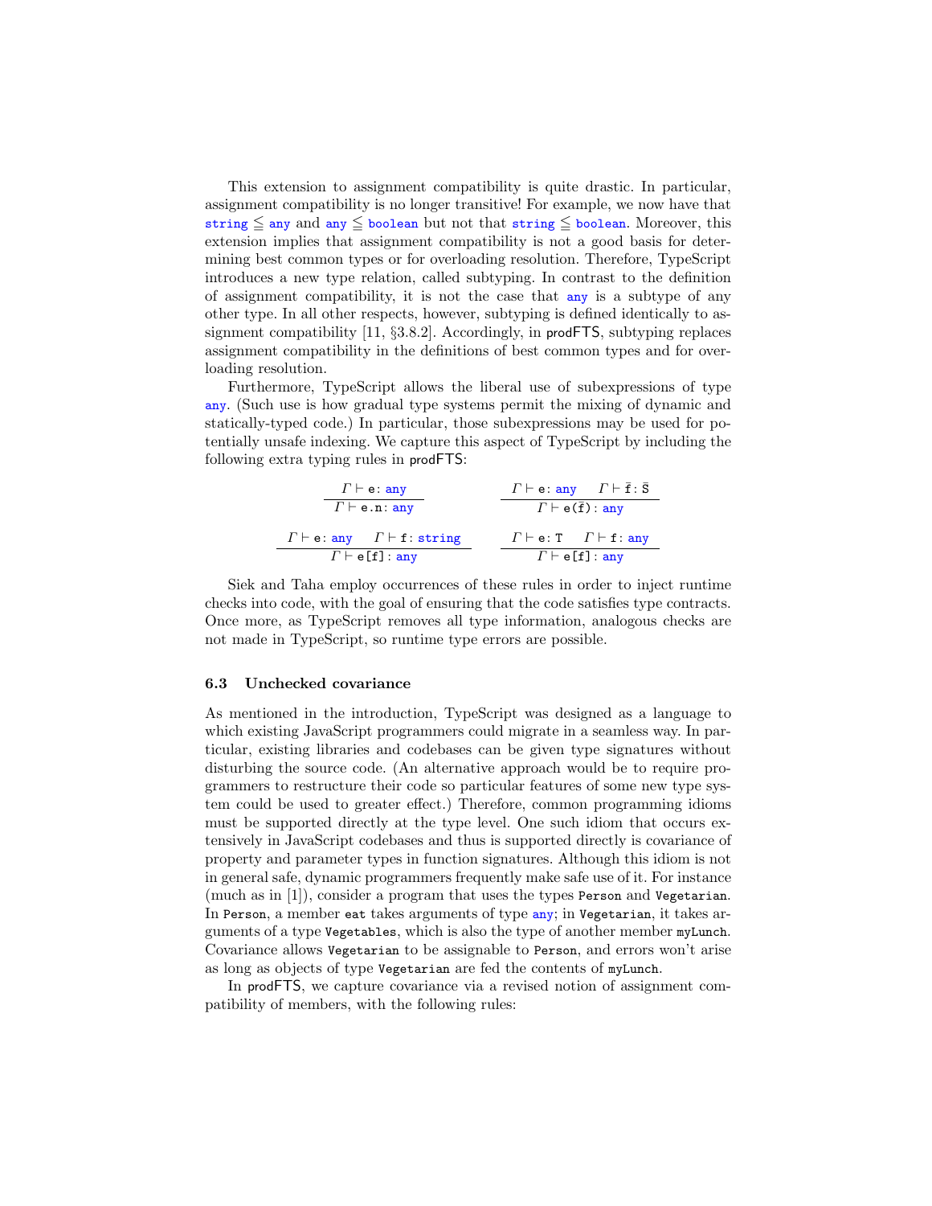This extension to assignment compatibility is quite drastic. In particular, assignment compatibility is no longer transitive! For example, we now have that `string` $\leqq$ `any` and `any` $\leqq$ `boolean` but not that `string` $\leqq$ `boolean`. Moreover, this extension implies that assignment compatibility is not a good basis for determining best common types or for overloading resolution. Therefore, TypeScript introduces a new type relation, called subtyping. In contrast to the definition of assignment compatibility, it is not the case that `any` is a subtype of any other type. In all other respects, however, subtyping is defined identically to assignment compatibility [11, §3.8.2]. Accordingly, in prodFTS, subtyping replaces assignment compatibility in the definitions of best common types and for overloading resolution.

Furthermore, TypeScript allows the liberal use of subexpressions of type `any`. (Such use is how gradual type systems permit the mixing of dynamic and statically-typed code.) In particular, those subexpressions may be used for potentially unsafe indexing. We capture this aspect of TypeScript by including the following extra typing rules in prodFTS:

$$\frac{\Gamma \vdash \mathtt{e} : \mathtt{any}}{\Gamma \vdash \mathtt{e.n} : \mathtt{any}} \qquad \frac{\Gamma \vdash \mathtt{e} : \mathtt{any} \quad \Gamma \vdash \bar{\mathtt{f}} : \bar{\mathtt{S}}}{\Gamma \vdash \mathtt{e}(\bar{\mathtt{f}}) : \mathtt{any}}$$

$$\frac{\Gamma \vdash \mathtt{e} : \mathtt{any} \quad \Gamma \vdash \mathtt{f} : \mathtt{string}}{\Gamma \vdash \mathtt{e[f]} : \mathtt{any}} \qquad \frac{\Gamma \vdash \mathtt{e} : \mathtt{T} \quad \Gamma \vdash \mathtt{f} : \mathtt{any}}{\Gamma \vdash \mathtt{e[f]} : \mathtt{any}}$$

Siek and Taha employ occurrences of these rules in order to inject runtime checks into code, with the goal of ensuring that the code satisfies type contracts. Once more, as TypeScript removes all type information, analogous checks are not made in TypeScript, so runtime type errors are possible.

### 6.3 Unchecked covariance

As mentioned in the introduction, TypeScript was designed as a language to which existing JavaScript programmers could migrate in a seamless way. In particular, existing libraries and codebases can be given type signatures without disturbing the source code. (An alternative approach would be to require programmers to restructure their code so particular features of some new type system could be used to greater effect.) Therefore, common programming idioms must be supported directly at the type level. One such idiom that occurs extensively in JavaScript codebases and thus is supported directly is covariance of property and parameter types in function signatures. Although this idiom is not in general safe, dynamic programmers frequently make safe use of it. For instance (much as in [1]), consider a program that uses the types `Person` and `Vegetarian`. In `Person`, a member `eat` takes arguments of type `any`; in `Vegetarian`, it takes arguments of a type `Vegetables`, which is also the type of another member `myLunch`. Covariance allows `Vegetarian` to be assignable to `Person`, and errors won't arise as long as objects of type `Vegetarian` are fed the contents of `myLunch`.

In prodFTS, we capture covariance via a revised notion of assignment compatibility of members, with the following rules: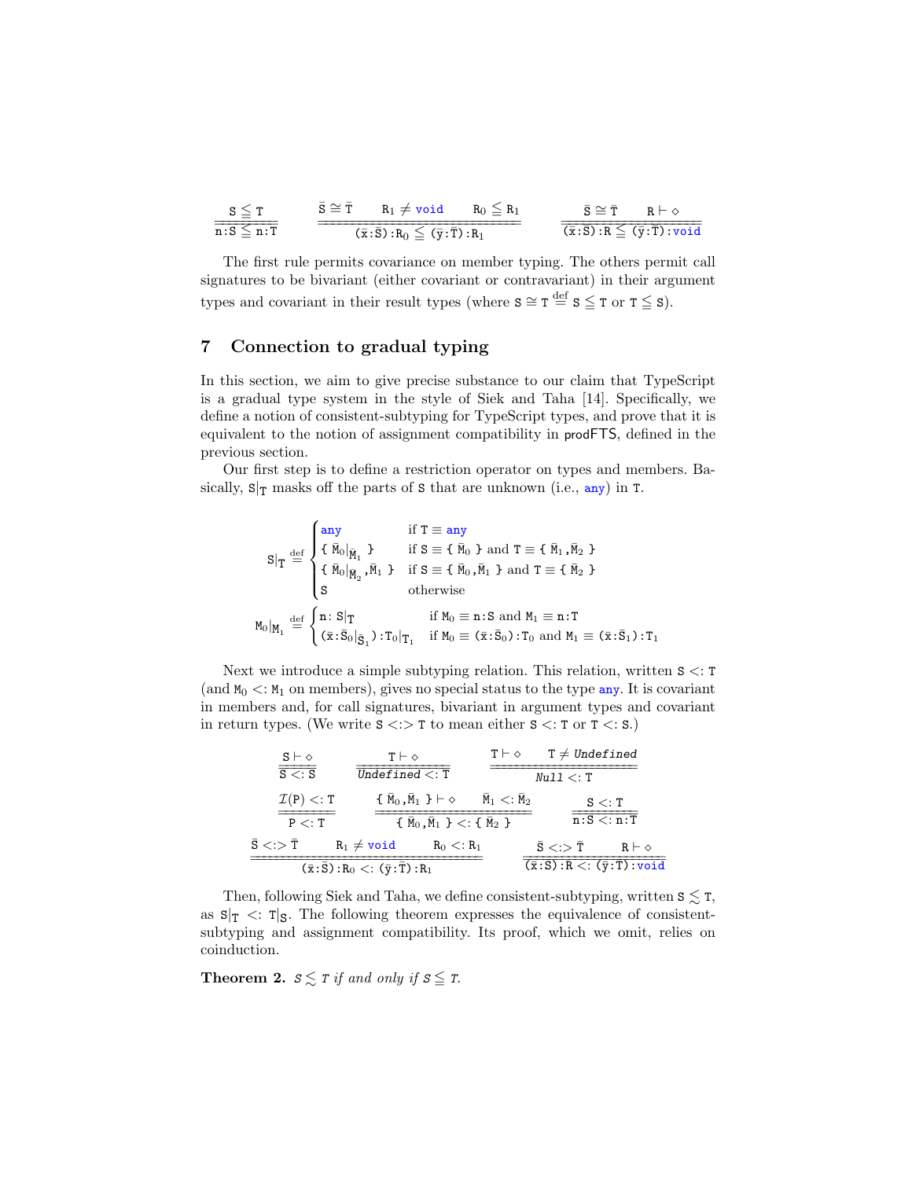$$\frac{\mathtt{S} \leqq \mathtt{T}}{\mathtt{n}\!:\!\mathtt{S} \leqq \mathtt{n}\!:\!\mathtt{T}} \qquad \frac{\bar{\mathtt{S}} \cong \bar{\mathtt{T}} \quad \mathtt{R}_1 \neq \mathtt{void} \quad \mathtt{R}_0 \leqq \mathtt{R}_1}{(\bar{\mathtt{x}}\!:\!\bar{\mathtt{S}})\!:\!\mathtt{R}_0 \leqq (\bar{\mathtt{y}}\!:\!\bar{\mathtt{T}})\!:\!\mathtt{R}_1} \qquad \frac{\bar{\mathtt{S}} \cong \bar{\mathtt{T}} \quad \mathtt{R} \vdash \diamond}{(\bar{\mathtt{x}}\!:\!\bar{\mathtt{S}})\!:\!\mathtt{R} \leqq (\bar{\mathtt{y}}\!:\!\bar{\mathtt{T}})\!:\!\mathtt{void}}$$

The first rule permits covariance on member typing. The others permit call signatures to be bivariant (either covariant or contravariant) in their argument types and covariant in their result types (where $\mathtt{S} \cong \mathtt{T} \stackrel{\text{def}}{=} \mathtt{S} \leqq \mathtt{T}$ or $\mathtt{T} \leqq \mathtt{S}$).

## 7 Connection to gradual typing

In this section, we aim to give precise substance to our claim that TypeScript is a gradual type system in the style of Siek and Taha [14]. Specifically, we define a notion of consistent-subtyping for TypeScript types, and prove that it is equivalent to the notion of assignment compatibility in prodFTS, defined in the previous section.

Our first step is to define a restriction operator on types and members. Basically, $\mathtt{S}|_{\mathtt{T}}$ masks off the parts of $\mathtt{S}$ that are unknown (i.e., `any`) in $\mathtt{T}$.

$$\mathtt{S}|_{\mathtt{T}} \stackrel{\text{def}}{=} \begin{cases} \mathtt{any} & \text{if } \mathtt{T} \equiv \mathtt{any} \\ \{\ \bar{\mathtt{M}}_0|_{\bar{\mathtt{M}}_1}\ \} & \text{if } \mathtt{S} \equiv \{\ \bar{\mathtt{M}}_0\ \} \text{ and } \mathtt{T} \equiv \{\ \bar{\mathtt{M}}_1, \bar{\mathtt{M}}_2\ \} \\ \{\ \bar{\mathtt{M}}_0|_{\bar{\mathtt{M}}_2}, \bar{\mathtt{M}}_1\ \} & \text{if } \mathtt{S} \equiv \{\ \bar{\mathtt{M}}_0, \bar{\mathtt{M}}_1\ \} \text{ and } \mathtt{T} \equiv \{\ \bar{\mathtt{M}}_2\ \} \\ \mathtt{S} & \text{otherwise} \end{cases}$$

$$\mathtt{M}_0|_{\mathtt{M}_1} \stackrel{\text{def}}{=} \begin{cases} \mathtt{n}\!:\mathtt{S}|_{\mathtt{T}} & \text{if } \mathtt{M}_0 \equiv \mathtt{n}\!:\!\mathtt{S} \text{ and } \mathtt{M}_1 \equiv \mathtt{n}\!:\!\mathtt{T} \\ (\bar{\mathtt{x}}\!:\!\bar{\mathtt{S}}_0|_{\bar{\mathtt{S}}_1})\!:\!\mathtt{T}_0|_{\mathtt{T}_1} & \text{if } \mathtt{M}_0 \equiv (\bar{\mathtt{x}}\!:\!\bar{\mathtt{S}}_0)\!:\!\mathtt{T}_0 \text{ and } \mathtt{M}_1 \equiv (\bar{\mathtt{x}}\!:\!\bar{\mathtt{S}}_1)\!:\!\mathtt{T}_1 \end{cases}$$

Next we introduce a simple subtyping relation. This relation, written $\mathtt{S} <: \mathtt{T}$ (and $\mathtt{M}_0 <: \mathtt{M}_1$ on members), gives no special status to the type `any`. It is covariant in members and, for call signatures, bivariant in argument types and covariant in return types. (We write $\mathtt{S} <:> \mathtt{T}$ to mean either $\mathtt{S} <: \mathtt{T}$ or $\mathtt{T} <: \mathtt{S}$.)

$$\frac{\mathtt{S} \vdash \diamond}{\mathtt{S} <: \mathtt{S}} \qquad \frac{\mathtt{T} \vdash \diamond}{\mathit{Undefined} <: \mathtt{T}} \qquad \frac{\mathtt{T} \vdash \diamond \quad \mathtt{T} \neq \mathit{Undefined}}{\mathit{Null} <: \mathtt{T}}$$

$$\frac{\mathcal{I}(\mathtt{P}) <: \mathtt{T}}{\mathtt{P} <: \mathtt{T}} \qquad \frac{\{\ \bar{\mathtt{M}}_0, \bar{\mathtt{M}}_1\ \} \vdash \diamond \quad \bar{\mathtt{M}}_1 <: \bar{\mathtt{M}}_2}{\{\ \bar{\mathtt{M}}_0, \bar{\mathtt{M}}_1\ \} <: \{\ \bar{\mathtt{M}}_2\ \}} \qquad \frac{\mathtt{S} <: \mathtt{T}}{\mathtt{n}\!:\!\mathtt{S} <: \mathtt{n}\!:\!\mathtt{T}}$$

$$\frac{\bar{\mathtt{S}} <:> \bar{\mathtt{T}} \quad \mathtt{R}_1 \neq \mathtt{void} \quad \mathtt{R}_0 <: \mathtt{R}_1}{(\bar{\mathtt{x}}\!:\!\bar{\mathtt{S}})\!:\!\mathtt{R}_0 <: (\bar{\mathtt{y}}\!:\!\bar{\mathtt{T}})\!:\!\mathtt{R}_1} \qquad \frac{\bar{\mathtt{S}} <:> \bar{\mathtt{T}} \quad \mathtt{R} \vdash \diamond}{(\bar{\mathtt{x}}\!:\!\bar{\mathtt{S}})\!:\!\mathtt{R} <: (\bar{\mathtt{y}}\!:\!\bar{\mathtt{T}})\!:\!\mathtt{void}}$$

Then, following Siek and Taha, we define consistent-subtyping, written $\mathtt{S} \lesssim \mathtt{T}$, as $\mathtt{S}|_{\mathtt{T}} <: \mathtt{T}|_{\mathtt{S}}$. The following theorem expresses the equivalence of consistent-subtyping and assignment compatibility. Its proof, which we omit, relies on coinduction.

**Theorem 2.** *$S \lesssim T$ if and only if $S \leqq T$.*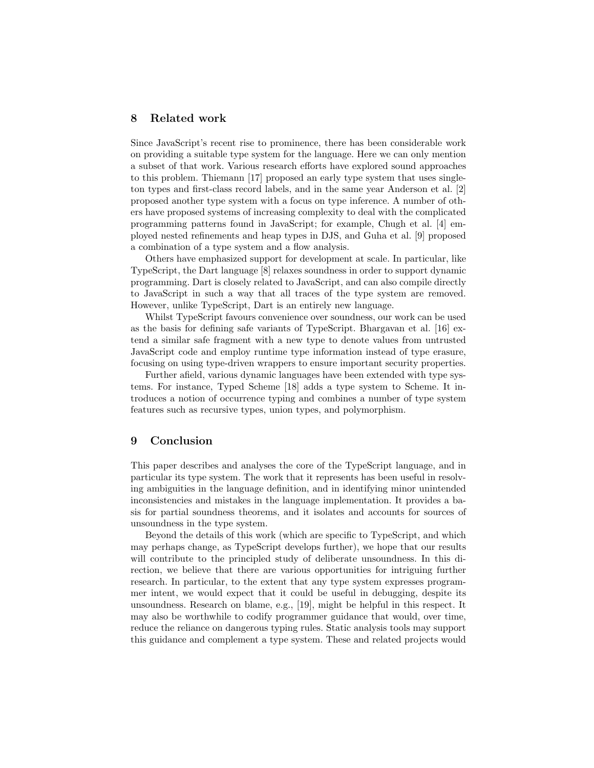## 8 Related work

Since JavaScript's recent rise to prominence, there has been considerable work on providing a suitable type system for the language. Here we can only mention a subset of that work. Various research efforts have explored sound approaches to this problem. Thiemann [17] proposed an early type system that uses singleton types and first-class record labels, and in the same year Anderson et al. [2] proposed another type system with a focus on type inference. A number of others have proposed systems of increasing complexity to deal with the complicated programming patterns found in JavaScript; for example, Chugh et al. [4] employed nested refinements and heap types in DJS, and Guha et al. [9] proposed a combination of a type system and a flow analysis.

Others have emphasized support for development at scale. In particular, like TypeScript, the Dart language [8] relaxes soundness in order to support dynamic programming. Dart is closely related to JavaScript, and can also compile directly to JavaScript in such a way that all traces of the type system are removed. However, unlike TypeScript, Dart is an entirely new language.

Whilst TypeScript favours convenience over soundness, our work can be used as the basis for defining safe variants of TypeScript. Bhargavan et al. [16] extend a similar safe fragment with a new type to denote values from untrusted JavaScript code and employ runtime type information instead of type erasure, focusing on using type-driven wrappers to ensure important security properties.

Further afield, various dynamic languages have been extended with type systems. For instance, Typed Scheme [18] adds a type system to Scheme. It introduces a notion of occurrence typing and combines a number of type system features such as recursive types, union types, and polymorphism.

## 9 Conclusion

This paper describes and analyses the core of the TypeScript language, and in particular its type system. The work that it represents has been useful in resolving ambiguities in the language definition, and in identifying minor unintended inconsistencies and mistakes in the language implementation. It provides a basis for partial soundness theorems, and it isolates and accounts for sources of unsoundness in the type system.

Beyond the details of this work (which are specific to TypeScript, and which may perhaps change, as TypeScript develops further), we hope that our results will contribute to the principled study of deliberate unsoundness. In this direction, we believe that there are various opportunities for intriguing further research. In particular, to the extent that any type system expresses programmer intent, we would expect that it could be useful in debugging, despite its unsoundness. Research on blame, e.g., [19], might be helpful in this respect. It may also be worthwhile to codify programmer guidance that would, over time, reduce the reliance on dangerous typing rules. Static analysis tools may support this guidance and complement a type system. These and related projects would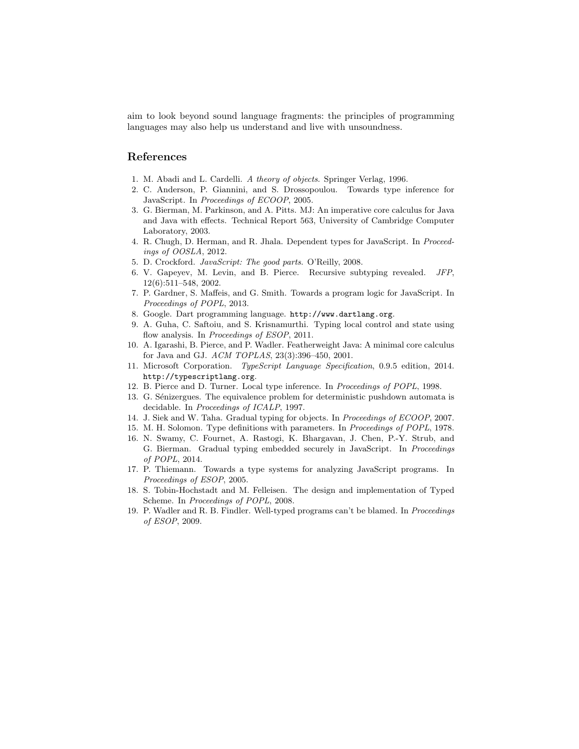aim to look beyond sound language fragments: the principles of programming languages may also help us understand and live with unsoundness.

## References

1. M. Abadi and L. Cardelli. *A theory of objects*. Springer Verlag, 1996.
2. C. Anderson, P. Giannini, and S. Drossopoulou. Towards type inference for JavaScript. In *Proceedings of ECOOP*, 2005.
3. G. Bierman, M. Parkinson, and A. Pitts. MJ: An imperative core calculus for Java and Java with effects. Technical Report 563, University of Cambridge Computer Laboratory, 2003.
4. R. Chugh, D. Herman, and R. Jhala. Dependent types for JavaScript. In *Proceedings of OOSLA*, 2012.
5. D. Crockford. *JavaScript: The good parts*. O'Reilly, 2008.
6. V. Gapeyev, M. Levin, and B. Pierce. Recursive subtyping revealed. *JFP*, 12(6):511–548, 2002.
7. P. Gardner, S. Maffeis, and G. Smith. Towards a program logic for JavaScript. In *Proceedings of POPL*, 2013.
8. Google. Dart programming language. `http://www.dartlang.org`.
9. A. Guha, C. Saftoiu, and S. Krisnamurthi. Typing local control and state using flow analysis. In *Proceedings of ESOP*, 2011.
10. A. Igarashi, B. Pierce, and P. Wadler. Featherweight Java: A minimal core calculus for Java and GJ. *ACM TOPLAS*, 23(3):396–450, 2001.
11. Microsoft Corporation. *TypeScript Language Specification*, 0.9.5 edition, 2014. `http://typescriptlang.org`.
12. B. Pierce and D. Turner. Local type inference. In *Proceedings of POPL*, 1998.
13. G. Sénizergues. The equivalence problem for deterministic pushdown automata is decidable. In *Proceedings of ICALP*, 1997.
14. J. Siek and W. Taha. Gradual typing for objects. In *Proceedings of ECOOP*, 2007.
15. M. H. Solomon. Type definitions with parameters. In *Proceedings of POPL*, 1978.
16. N. Swamy, C. Fournet, A. Rastogi, K. Bhargavan, J. Chen, P.-Y. Strub, and G. Bierman. Gradual typing embedded securely in JavaScript. In *Proceedings of POPL*, 2014.
17. P. Thiemann. Towards a type systems for analyzing JavaScript programs. In *Proceedings of ESOP*, 2005.
18. S. Tobin-Hochstadt and M. Felleisen. The design and implementation of Typed Scheme. In *Proceedings of POPL*, 2008.
19. P. Wadler and R. B. Findler. Well-typed programs can't be blamed. In *Proceedings of ESOP*, 2009.